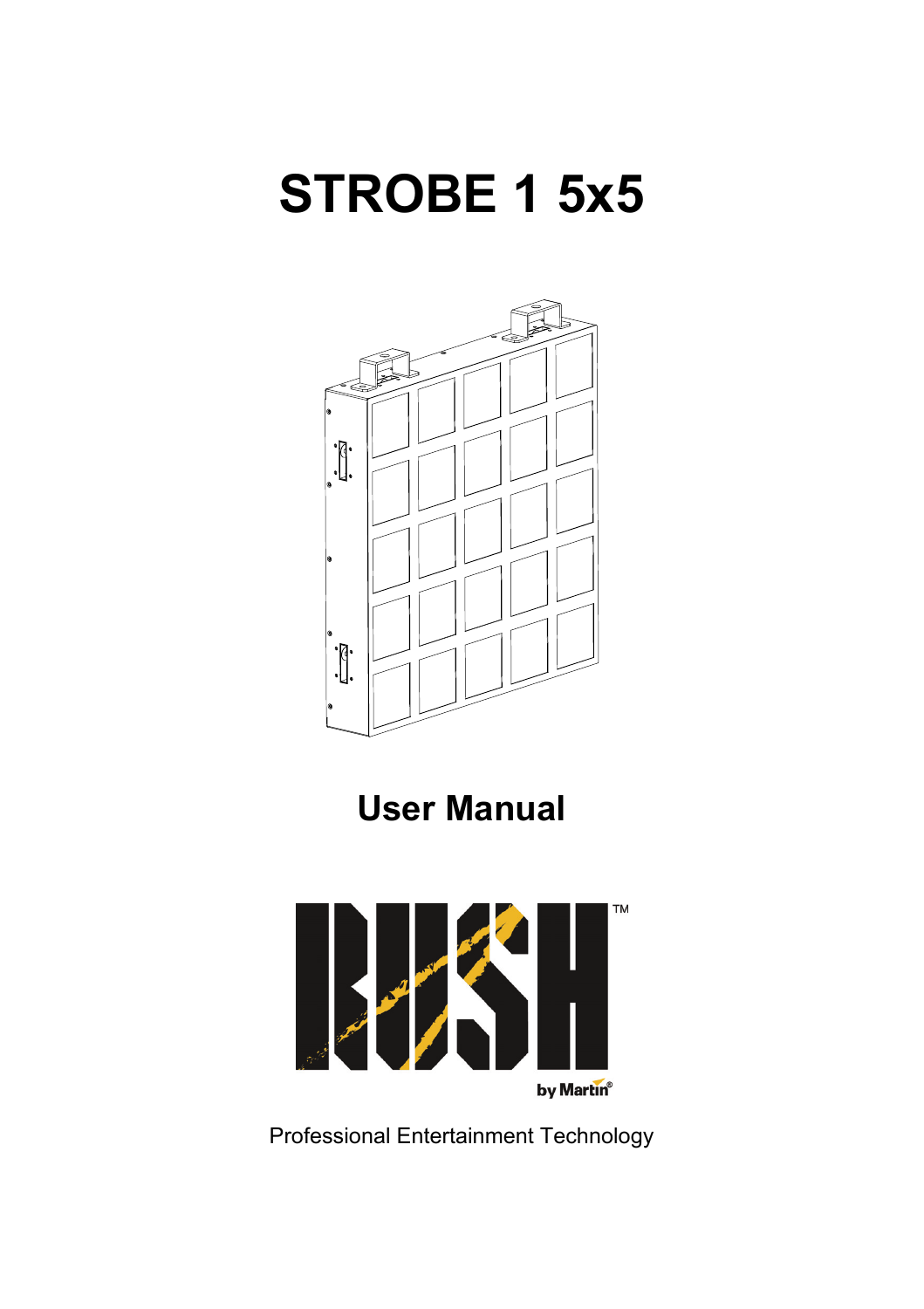# STROBE 1 5x5

## User Manual

RUSH™

by Martin®

Professional Entertainment Technology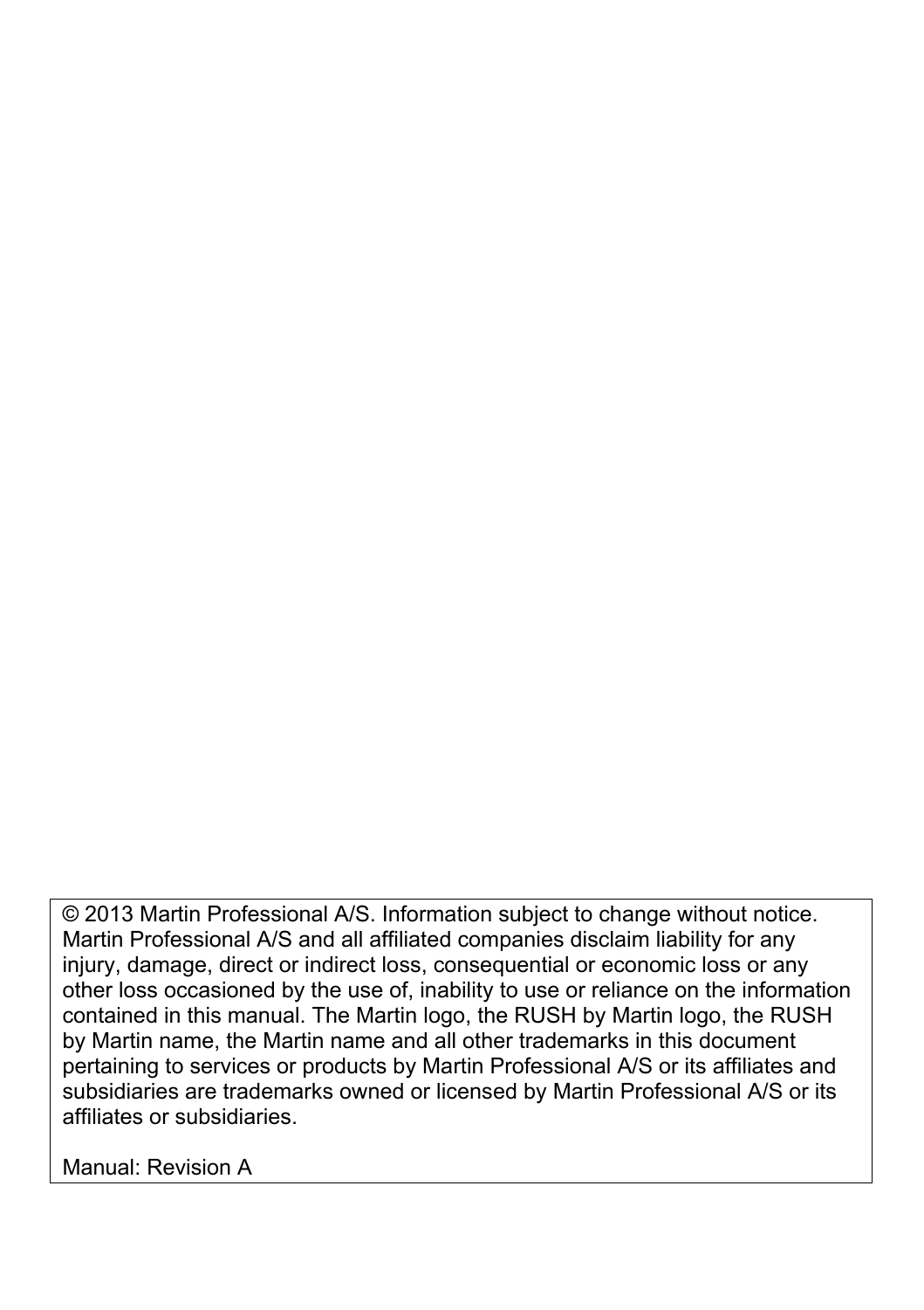© 2013 Martin Professional A/S. Information subject to change without notice. Martin Professional A/S and all affiliated companies disclaim liability for any injury, damage, direct or indirect loss, consequential or economic loss or any other loss occasioned by the use of, inability to use or reliance on the information contained in this manual. The Martin logo, the RUSH by Martin logo, the RUSH by Martin name, the Martin name and all other trademarks in this document pertaining to services or products by Martin Professional A/S or its affiliates and subsidiaries are trademarks owned or licensed by Martin Professional A/S or its affiliates or subsidiaries.

Manual: Revision A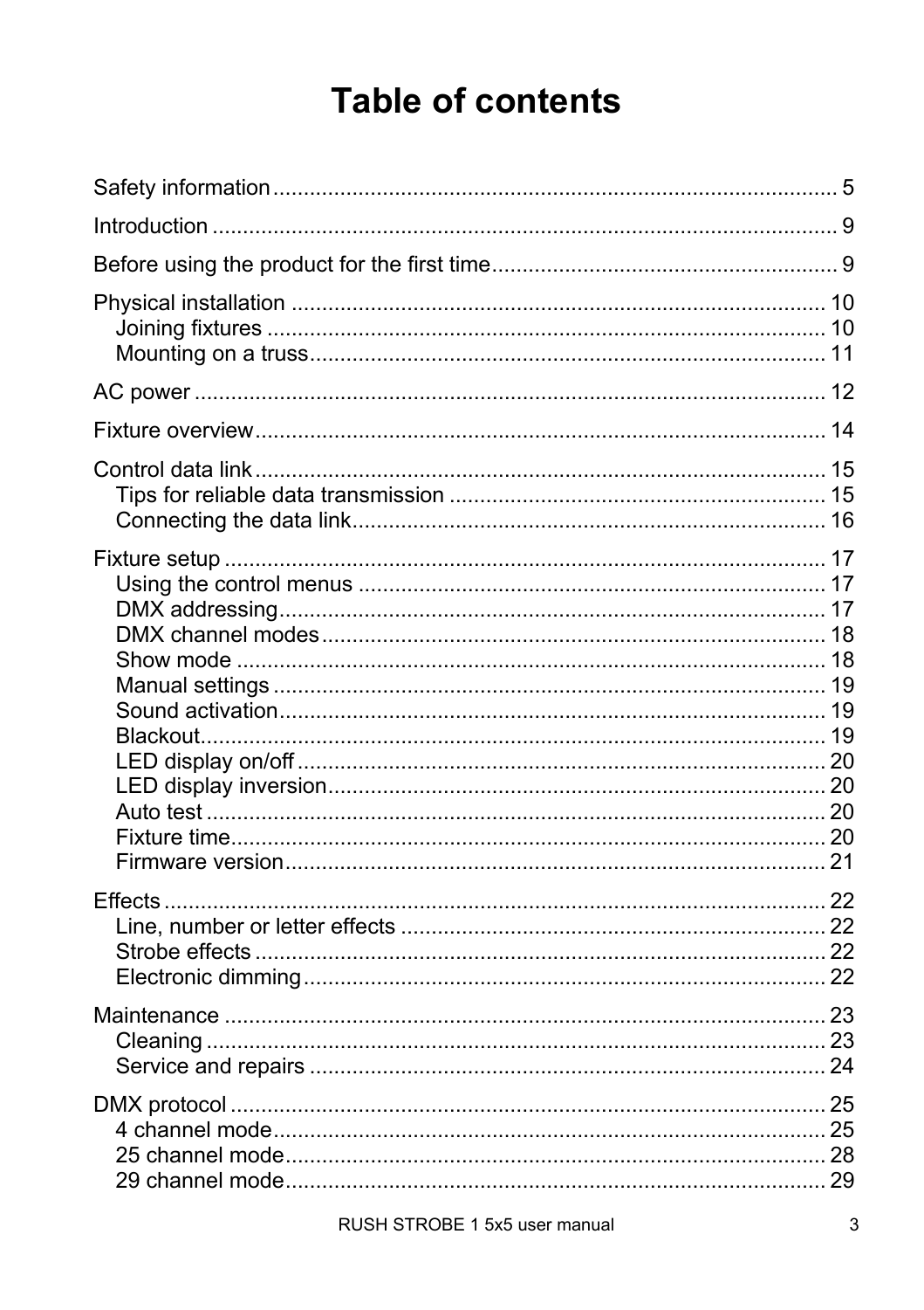# Table of contents

Safety information ........................................................................................... 5

Introduction ...................................................................................................... 9

Before using the product for the first time ......................................................... 9

Physical installation ........................................................................................ 10
- Joining fixtures ........................................................................................... 10
- Mounting on a truss .................................................................................... 11

AC power ....................................................................................................... 12

Fixture overview ............................................................................................. 14

Control data link ............................................................................................. 15
- Tips for reliable data transmission .............................................................. 15
- Connecting the data link ............................................................................. 16

Fixture setup .................................................................................................. 17
- Using the control menus ............................................................................. 17
- DMX addressing .......................................................................................... 17
- DMX channel modes ................................................................................... 18
- Show mode ................................................................................................. 18
- Manual settings ........................................................................................... 19
- Sound activation .......................................................................................... 19
- Blackout ...................................................................................................... 19
- LED display on/off ....................................................................................... 20
- LED display inversion .................................................................................. 20
- Auto test ..................................................................................................... 20
- Fixture time ................................................................................................. 20
- Firmware version ......................................................................................... 21

Effects ............................................................................................................ 22
- Line, number or letter effects ...................................................................... 22
- Strobe effects .............................................................................................. 22
- Electronic dimming ...................................................................................... 22

Maintenance .................................................................................................. 23
- Cleaning ..................................................................................................... 23
- Service and repairs ..................................................................................... 24

DMX protocol ................................................................................................. 25
- 4 channel mode ........................................................................................... 25
- 25 channel mode ......................................................................................... 28
- 29 channel mode ......................................................................................... 29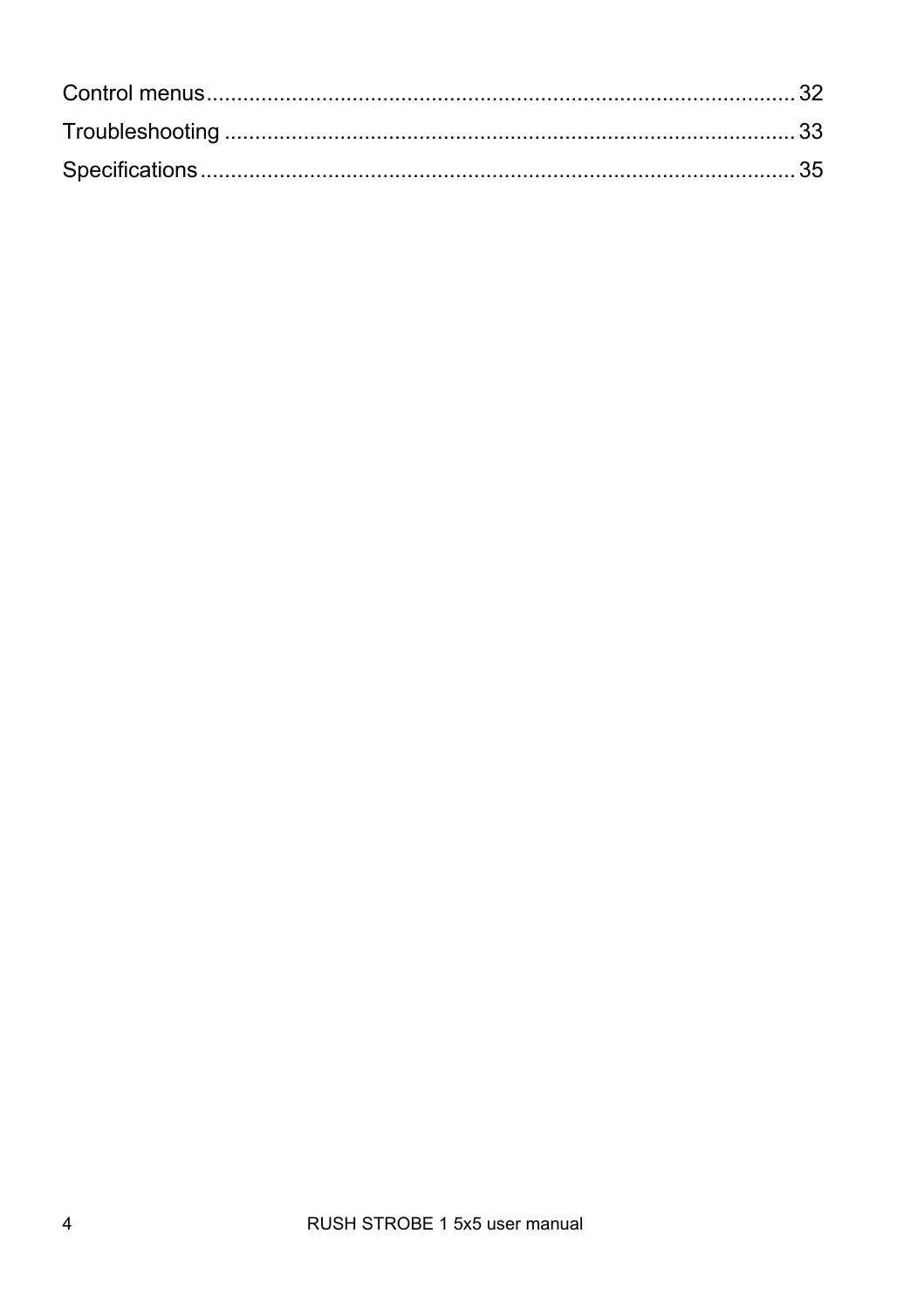Control menus.................................................................................................32
Troubleshooting ..............................................................................................33
Specifications..................................................................................................35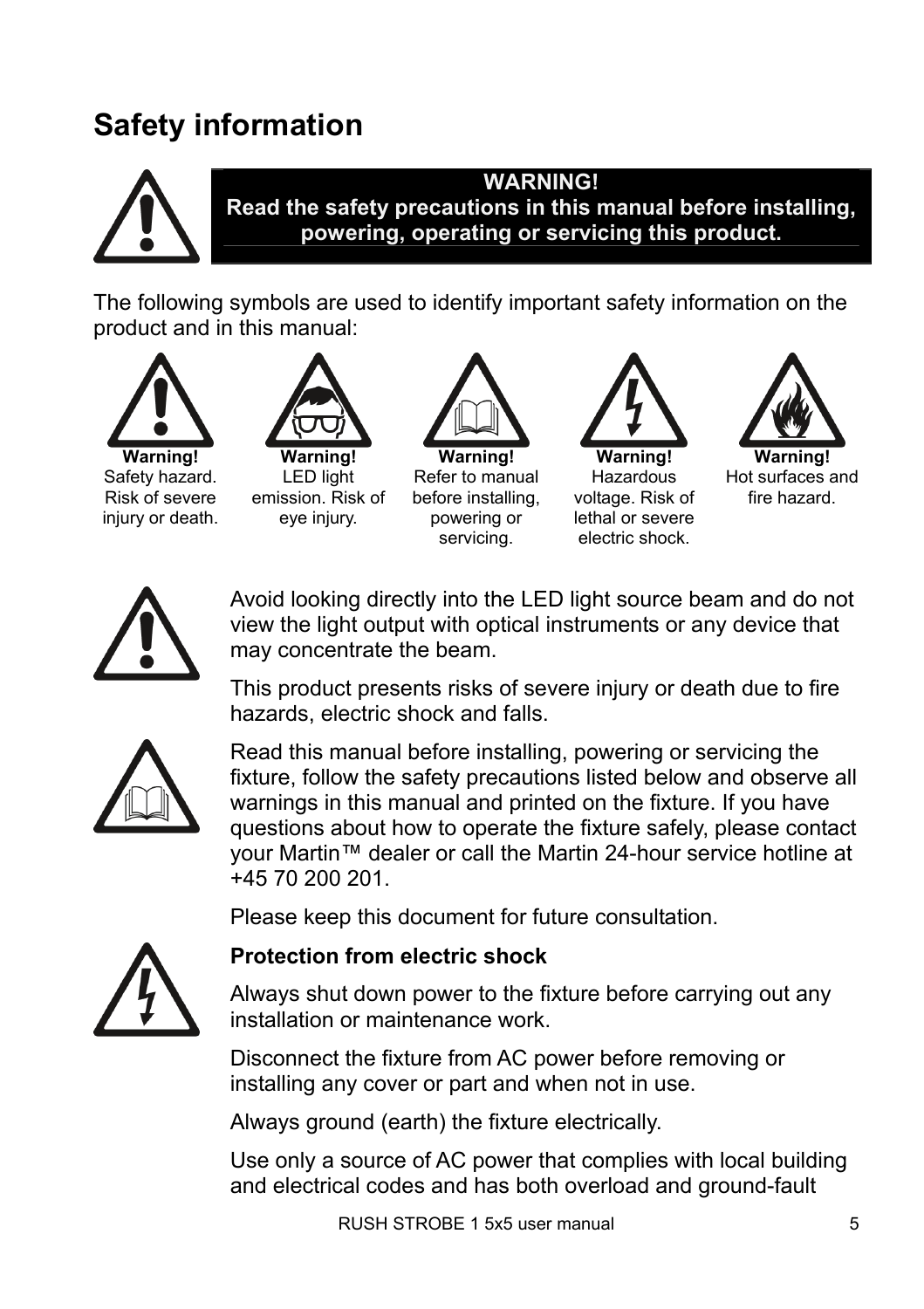# Safety information

**WARNING!**
**Read the safety precautions in this manual before installing, powering, operating or servicing this product.**

The following symbols are used to identify important safety information on the product and in this manual:

| | | | | |
|---|---|---|---|---|
| **Warning!** Safety hazard. Risk of severe injury or death. | **Warning!** LED light emission. Risk of eye injury. | **Warning!** Refer to manual before installing, powering or servicing. | **Warning!** Hazardous voltage. Risk of lethal or severe electric shock. | **Warning!** Hot surfaces and fire hazard. |

Avoid looking directly into the LED light source beam and do not view the light output with optical instruments or any device that may concentrate the beam.

This product presents risks of severe injury or death due to fire hazards, electric shock and falls.

Read this manual before installing, powering or servicing the fixture, follow the safety precautions listed below and observe all warnings in this manual and printed on the fixture. If you have questions about how to operate the fixture safely, please contact your Martin™ dealer or call the Martin 24-hour service hotline at +45 70 200 201.

Please keep this document for future consultation.

**Protection from electric shock**

Always shut down power to the fixture before carrying out any installation or maintenance work.

Disconnect the fixture from AC power before removing or installing any cover or part and when not in use.

Always ground (earth) the fixture electrically.

Use only a source of AC power that complies with local building and electrical codes and has both overload and ground-fault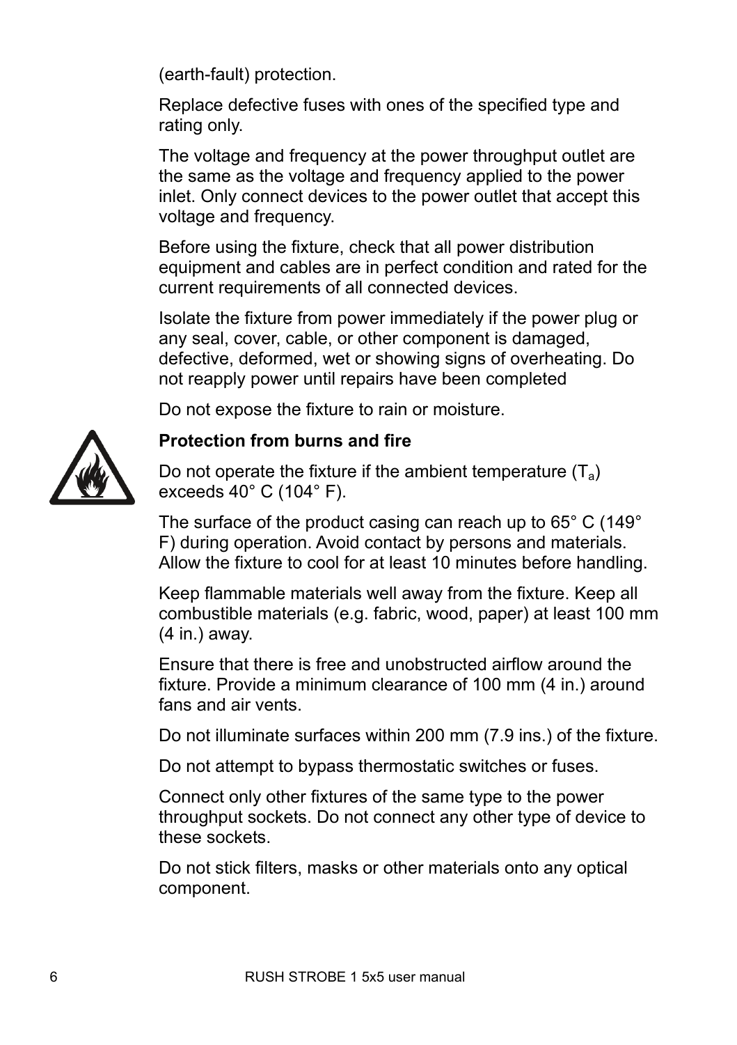(earth-fault) protection.

Replace defective fuses with ones of the specified type and rating only.

The voltage and frequency at the power throughput outlet are the same as the voltage and frequency applied to the power inlet. Only connect devices to the power outlet that accept this voltage and frequency.

Before using the fixture, check that all power distribution equipment and cables are in perfect condition and rated for the current requirements of all connected devices.

Isolate the fixture from power immediately if the power plug or any seal, cover, cable, or other component is damaged, defective, deformed, wet or showing signs of overheating. Do not reapply power until repairs have been completed

Do not expose the fixture to rain or moisture.

**Protection from burns and fire**

Do not operate the fixture if the ambient temperature ($T_a$) exceeds 40° C (104° F).

The surface of the product casing can reach up to 65° C (149° F) during operation. Avoid contact by persons and materials. Allow the fixture to cool for at least 10 minutes before handling.

Keep flammable materials well away from the fixture. Keep all combustible materials (e.g. fabric, wood, paper) at least 100 mm (4 in.) away.

Ensure that there is free and unobstructed airflow around the fixture. Provide a minimum clearance of 100 mm (4 in.) around fans and air vents.

Do not illuminate surfaces within 200 mm (7.9 ins.) of the fixture.

Do not attempt to bypass thermostatic switches or fuses.

Connect only other fixtures of the same type to the power throughput sockets. Do not connect any other type of device to these sockets.

Do not stick filters, masks or other materials onto any optical component.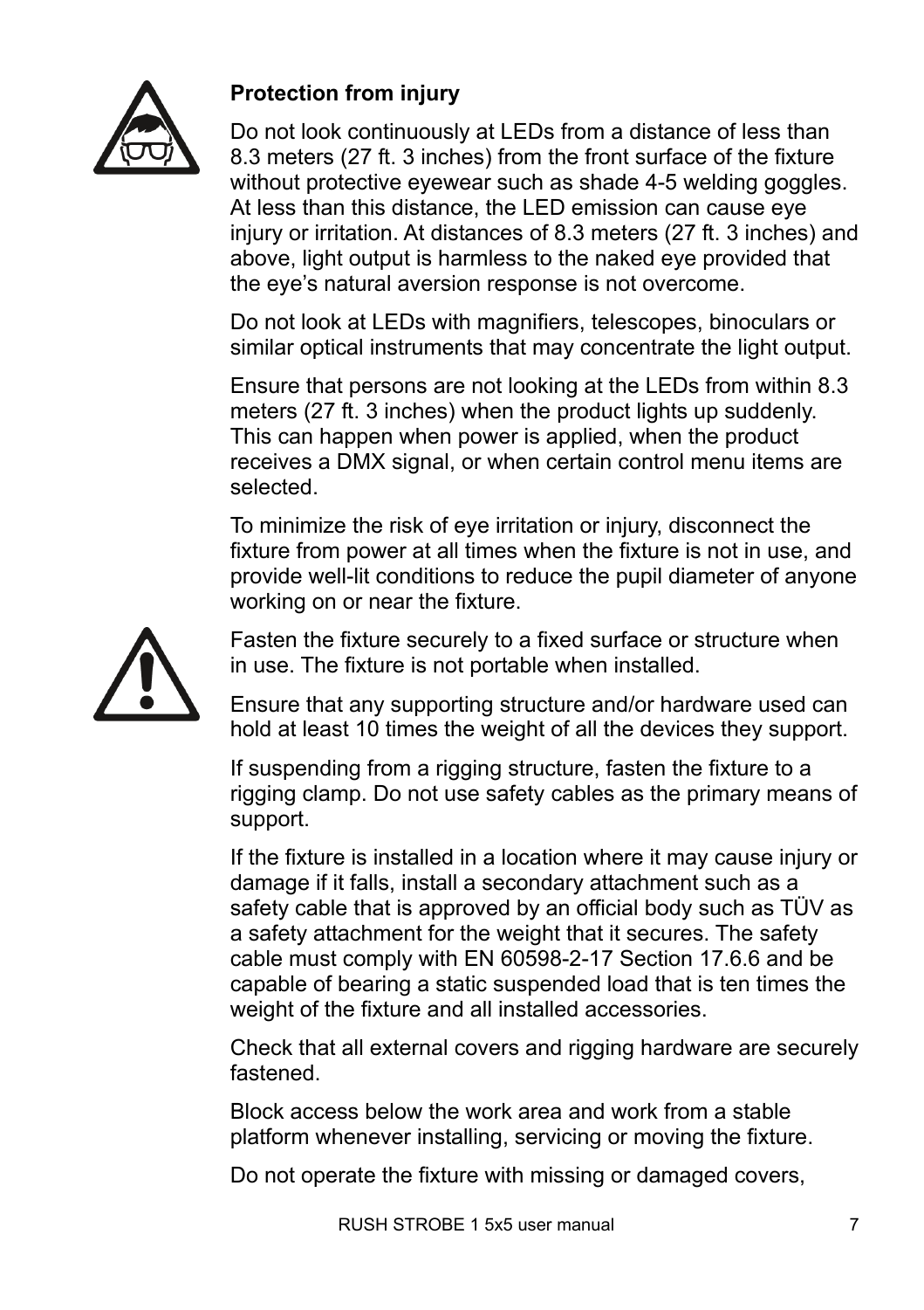### Protection from injury

Do not look continuously at LEDs from a distance of less than 8.3 meters (27 ft. 3 inches) from the front surface of the fixture without protective eyewear such as shade 4-5 welding goggles. At less than this distance, the LED emission can cause eye injury or irritation. At distances of 8.3 meters (27 ft. 3 inches) and above, light output is harmless to the naked eye provided that the eye's natural aversion response is not overcome.

Do not look at LEDs with magnifiers, telescopes, binoculars or similar optical instruments that may concentrate the light output.

Ensure that persons are not looking at the LEDs from within 8.3 meters (27 ft. 3 inches) when the product lights up suddenly. This can happen when power is applied, when the product receives a DMX signal, or when certain control menu items are selected.

To minimize the risk of eye irritation or injury, disconnect the fixture from power at all times when the fixture is not in use, and provide well-lit conditions to reduce the pupil diameter of anyone working on or near the fixture.

Fasten the fixture securely to a fixed surface or structure when in use. The fixture is not portable when installed.

Ensure that any supporting structure and/or hardware used can hold at least 10 times the weight of all the devices they support.

If suspending from a rigging structure, fasten the fixture to a rigging clamp. Do not use safety cables as the primary means of support.

If the fixture is installed in a location where it may cause injury or damage if it falls, install a secondary attachment such as a safety cable that is approved by an official body such as TÜV as a safety attachment for the weight that it secures. The safety cable must comply with EN 60598-2-17 Section 17.6.6 and be capable of bearing a static suspended load that is ten times the weight of the fixture and all installed accessories.

Check that all external covers and rigging hardware are securely fastened.

Block access below the work area and work from a stable platform whenever installing, servicing or moving the fixture.

Do not operate the fixture with missing or damaged covers,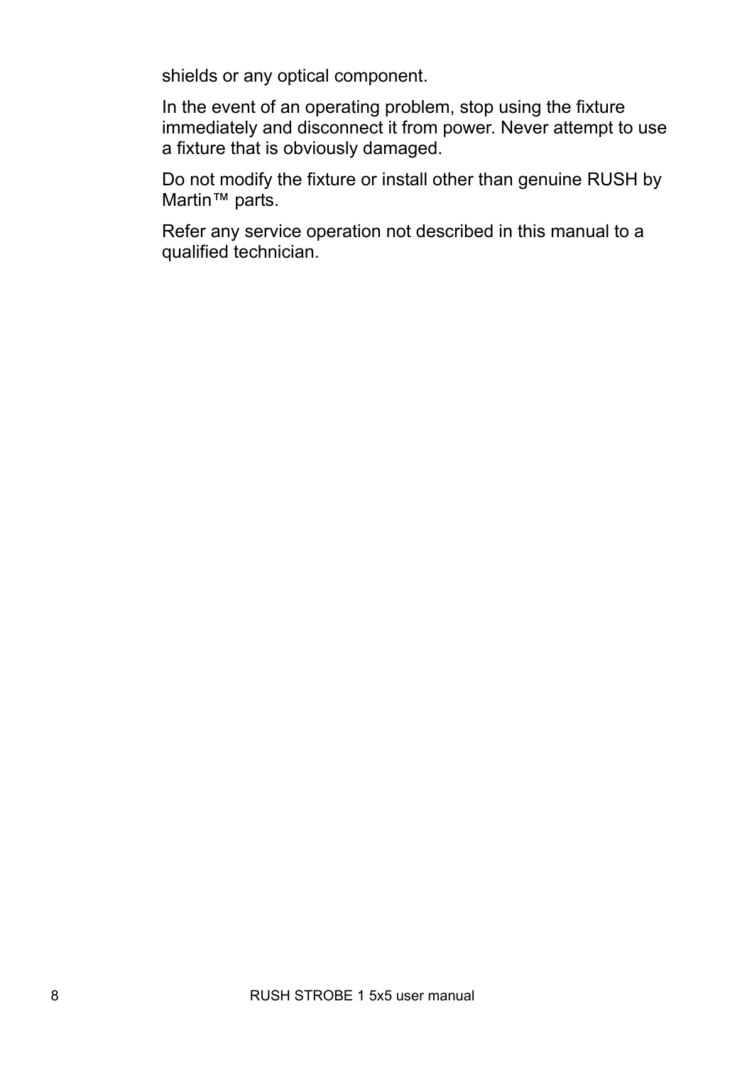shields or any optical component.

In the event of an operating problem, stop using the fixture immediately and disconnect it from power. Never attempt to use a fixture that is obviously damaged.

Do not modify the fixture or install other than genuine RUSH by Martin™ parts.

Refer any service operation not described in this manual to a qualified technician.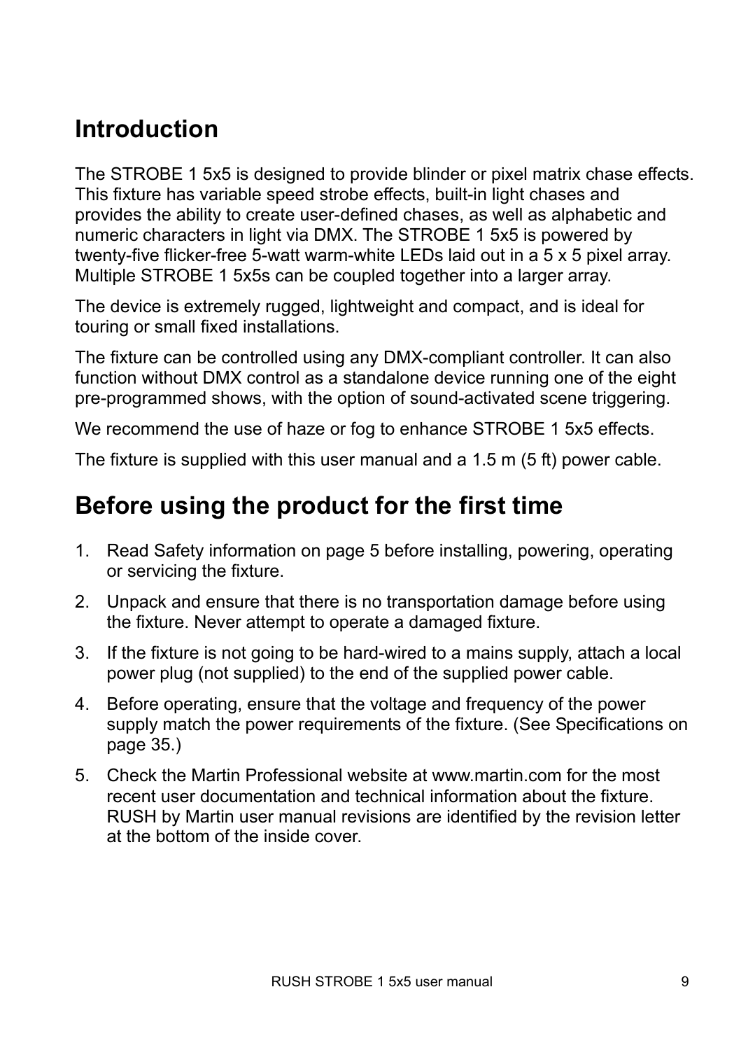# Introduction

The STROBE 1 5x5 is designed to provide blinder or pixel matrix chase effects. This fixture has variable speed strobe effects, built-in light chases and provides the ability to create user-defined chases, as well as alphabetic and numeric characters in light via DMX. The STROBE 1 5x5 is powered by twenty-five flicker-free 5-watt warm-white LEDs laid out in a 5 x 5 pixel array. Multiple STROBE 1 5x5s can be coupled together into a larger array.

The device is extremely rugged, lightweight and compact, and is ideal for touring or small fixed installations.

The fixture can be controlled using any DMX-compliant controller. It can also function without DMX control as a standalone device running one of the eight pre-programmed shows, with the option of sound-activated scene triggering.

We recommend the use of haze or fog to enhance STROBE 1 5x5 effects.

The fixture is supplied with this user manual and a 1.5 m (5 ft) power cable.

# Before using the product for the first time

1. Read Safety information on page 5 before installing, powering, operating or servicing the fixture.
2. Unpack and ensure that there is no transportation damage before using the fixture. Never attempt to operate a damaged fixture.
3. If the fixture is not going to be hard-wired to a mains supply, attach a local power plug (not supplied) to the end of the supplied power cable.
4. Before operating, ensure that the voltage and frequency of the power supply match the power requirements of the fixture. (See Specifications on page 35.)
5. Check the Martin Professional website at www.martin.com for the most recent user documentation and technical information about the fixture. RUSH by Martin user manual revisions are identified by the revision letter at the bottom of the inside cover.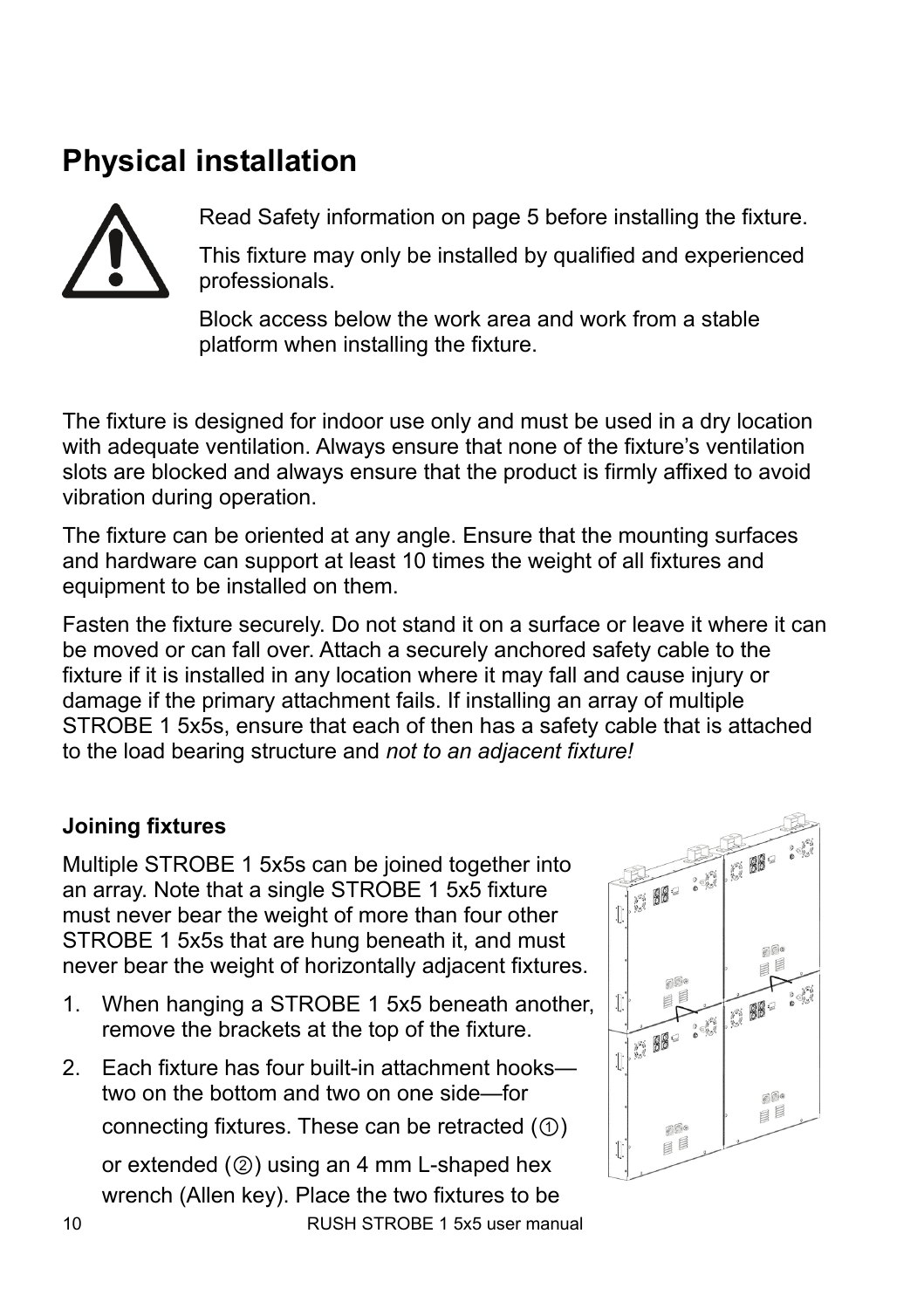# Physical installation

Read Safety information on page 5 before installing the fixture.

This fixture may only be installed by qualified and experienced professionals.

Block access below the work area and work from a stable platform when installing the fixture.

The fixture is designed for indoor use only and must be used in a dry location with adequate ventilation. Always ensure that none of the fixture's ventilation slots are blocked and always ensure that the product is firmly affixed to avoid vibration during operation.

The fixture can be oriented at any angle. Ensure that the mounting surfaces and hardware can support at least 10 times the weight of all fixtures and equipment to be installed on them.

Fasten the fixture securely. Do not stand it on a surface or leave it where it can be moved or can fall over. Attach a securely anchored safety cable to the fixture if it is installed in any location where it may fall and cause injury or damage if the primary attachment fails. If installing an array of multiple STROBE 1 5x5s, ensure that each of then has a safety cable that is attached to the load bearing structure and *not to an adjacent fixture!*

### Joining fixtures

Multiple STROBE 1 5x5s can be joined together into an array. Note that a single STROBE 1 5x5 fixture must never bear the weight of more than four other STROBE 1 5x5s that are hung beneath it, and must never bear the weight of horizontally adjacent fixtures.

1. When hanging a STROBE 1 5x5 beneath another, remove the brackets at the top of the fixture.
2. Each fixture has four built-in attachment hooks—two on the bottom and two on one side—for connecting fixtures. These can be retracted (①) or extended (②) using an 4 mm L-shaped hex wrench (Allen key). Place the two fixtures to be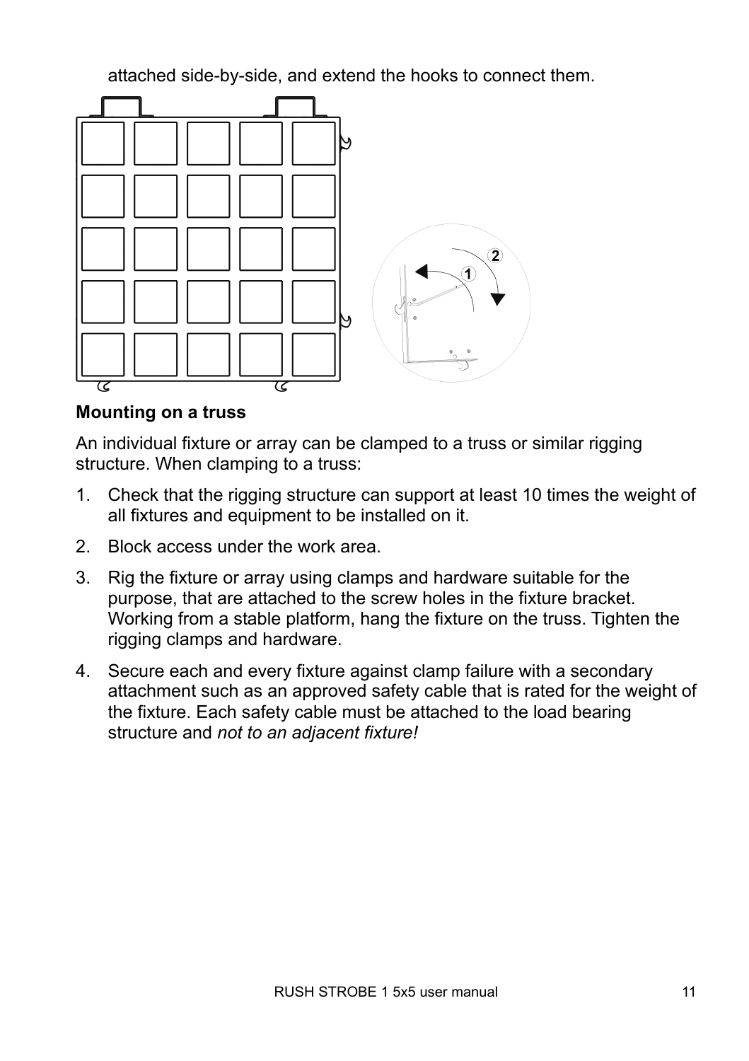attached side-by-side, and extend the hooks to connect them.

**Mounting on a truss**

An individual fixture or array can be clamped to a truss or similar rigging structure. When clamping to a truss:

1. Check that the rigging structure can support at least 10 times the weight of all fixtures and equipment to be installed on it.
2. Block access under the work area.
3. Rig the fixture or array using clamps and hardware suitable for the purpose, that are attached to the screw holes in the fixture bracket. Working from a stable platform, hang the fixture on the truss. Tighten the rigging clamps and hardware.
4. Secure each and every fixture against clamp failure with a secondary attachment such as an approved safety cable that is rated for the weight of the fixture. Each safety cable must be attached to the load bearing structure and *not to an adjacent fixture!*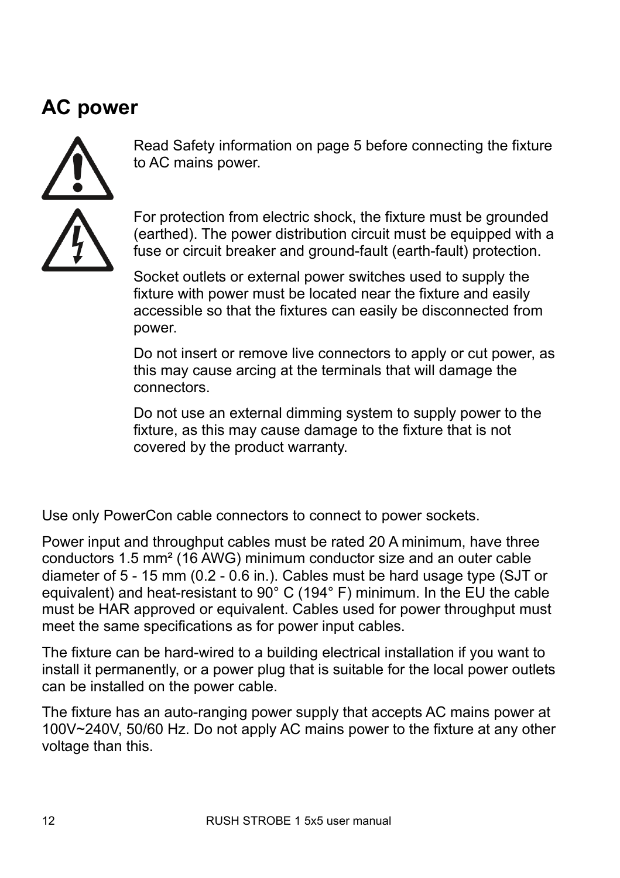## AC power

Read Safety information on page 5 before connecting the fixture to AC mains power.

For protection from electric shock, the fixture must be grounded (earthed). The power distribution circuit must be equipped with a fuse or circuit breaker and ground-fault (earth-fault) protection.

Socket outlets or external power switches used to supply the fixture with power must be located near the fixture and easily accessible so that the fixtures can easily be disconnected from power.

Do not insert or remove live connectors to apply or cut power, as this may cause arcing at the terminals that will damage the connectors.

Do not use an external dimming system to supply power to the fixture, as this may cause damage to the fixture that is not covered by the product warranty.

Use only PowerCon cable connectors to connect to power sockets.

Power input and throughput cables must be rated 20 A minimum, have three conductors 1.5 mm² (16 AWG) minimum conductor size and an outer cable diameter of 5 - 15 mm (0.2 - 0.6 in.). Cables must be hard usage type (SJT or equivalent) and heat-resistant to 90° C (194° F) minimum. In the EU the cable must be HAR approved or equivalent. Cables used for power throughput must meet the same specifications as for power input cables.

The fixture can be hard-wired to a building electrical installation if you want to install it permanently, or a power plug that is suitable for the local power outlets can be installed on the power cable.

The fixture has an auto-ranging power supply that accepts AC mains power at 100V~240V, 50/60 Hz. Do not apply AC mains power to the fixture at any other voltage than this.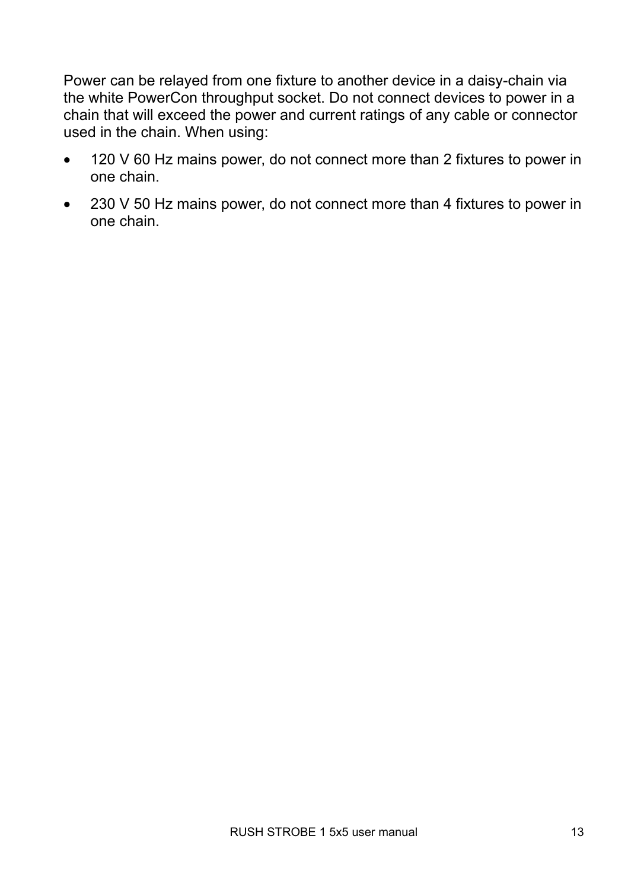Power can be relayed from one fixture to another device in a daisy-chain via the white PowerCon throughput socket. Do not connect devices to power in a chain that will exceed the power and current ratings of any cable or connector used in the chain. When using:

- 120 V 60 Hz mains power, do not connect more than 2 fixtures to power in one chain.
- 230 V 50 Hz mains power, do not connect more than 4 fixtures to power in one chain.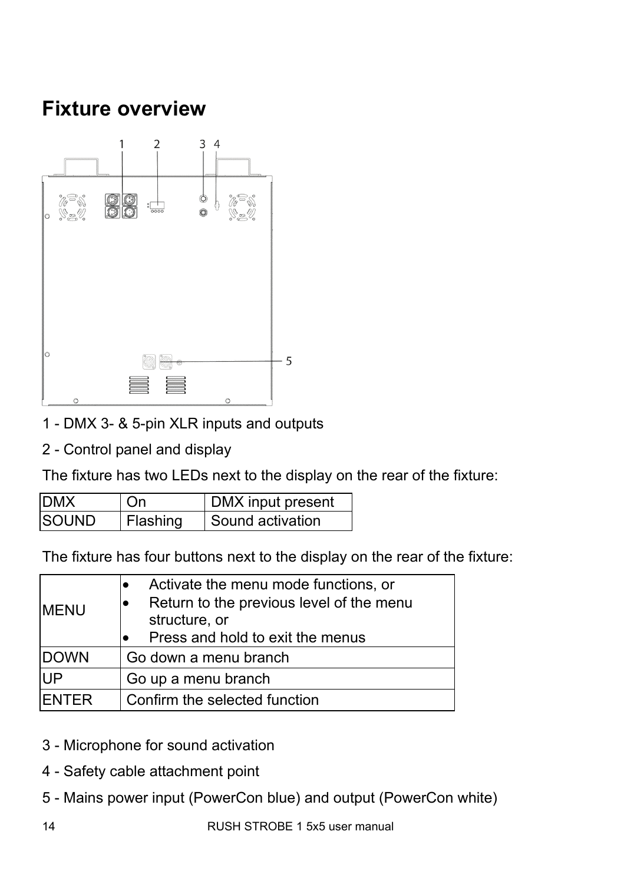# Fixture overview

1 - DMX 3- & 5-pin XLR inputs and outputs

2 - Control panel and display

The fixture has two LEDs next to the display on the rear of the fixture:

| DMX | On | DMX input present |
|---|---|---|
| SOUND | Flashing | Sound activation |

The fixture has four buttons next to the display on the rear of the fixture:

| MENU | • Activate the menu mode functions, or<br>• Return to the previous level of the menu structure, or<br>• Press and hold to exit the menus |
|---|---|
| DOWN | Go down a menu branch |
| UP | Go up a menu branch |
| ENTER | Confirm the selected function |

3 - Microphone for sound activation

4 - Safety cable attachment point

5 - Mains power input (PowerCon blue) and output (PowerCon white)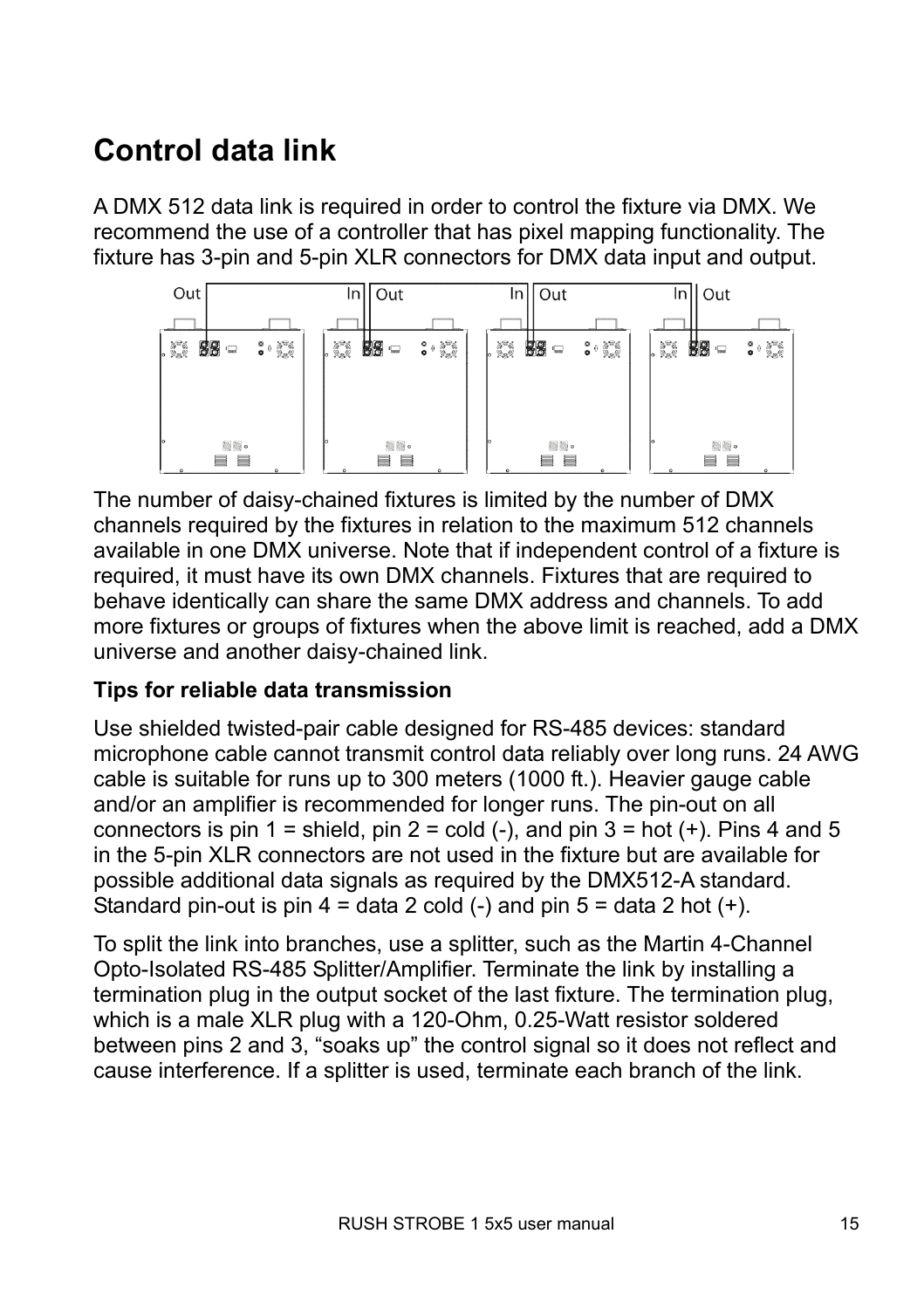# Control data link

A DMX 512 data link is required in order to control the fixture via DMX. We recommend the use of a controller that has pixel mapping functionality. The fixture has 3-pin and 5-pin XLR connectors for DMX data input and output.

The number of daisy-chained fixtures is limited by the number of DMX channels required by the fixtures in relation to the maximum 512 channels available in one DMX universe. Note that if independent control of a fixture is required, it must have its own DMX channels. Fixtures that are required to behave identically can share the same DMX address and channels. To add more fixtures or groups of fixtures when the above limit is reached, add a DMX universe and another daisy-chained link.

### Tips for reliable data transmission

Use shielded twisted-pair cable designed for RS-485 devices: standard microphone cable cannot transmit control data reliably over long runs. 24 AWG cable is suitable for runs up to 300 meters (1000 ft.). Heavier gauge cable and/or an amplifier is recommended for longer runs. The pin-out on all connectors is pin 1 = shield, pin 2 = cold (-), and pin 3 = hot (+). Pins 4 and 5 in the 5-pin XLR connectors are not used in the fixture but are available for possible additional data signals as required by the DMX512-A standard. Standard pin-out is pin 4 = data 2 cold (-) and pin 5 = data 2 hot (+).

To split the link into branches, use a splitter, such as the Martin 4-Channel Opto-Isolated RS-485 Splitter/Amplifier. Terminate the link by installing a termination plug in the output socket of the last fixture. The termination plug, which is a male XLR plug with a 120-Ohm, 0.25-Watt resistor soldered between pins 2 and 3, “soaks up” the control signal so it does not reflect and cause interference. If a splitter is used, terminate each branch of the link.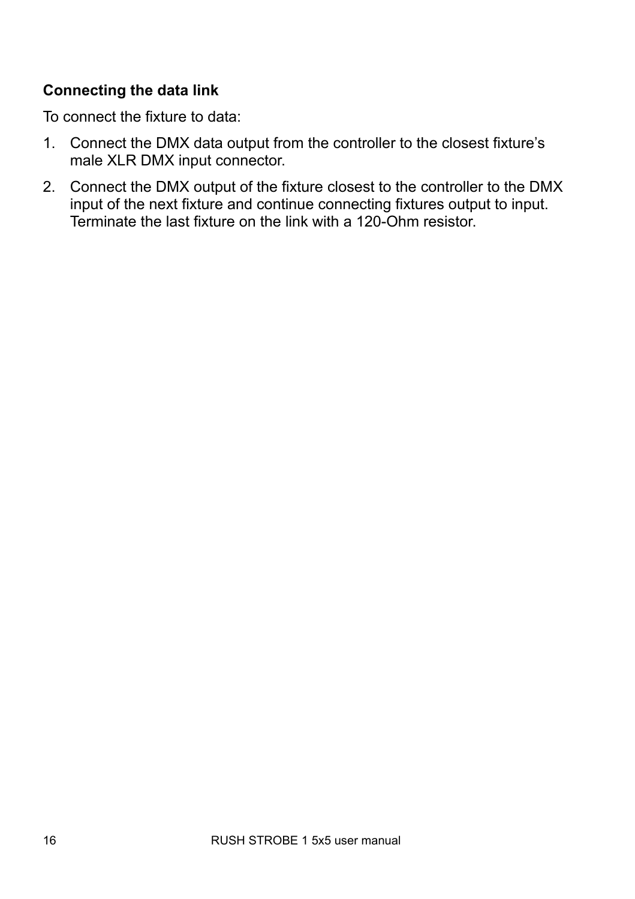**Connecting the data link**

To connect the fixture to data:

1. Connect the DMX data output from the controller to the closest fixture's male XLR DMX input connector.
2. Connect the DMX output of the fixture closest to the controller to the DMX input of the next fixture and continue connecting fixtures output to input. Terminate the last fixture on the link with a 120-Ohm resistor.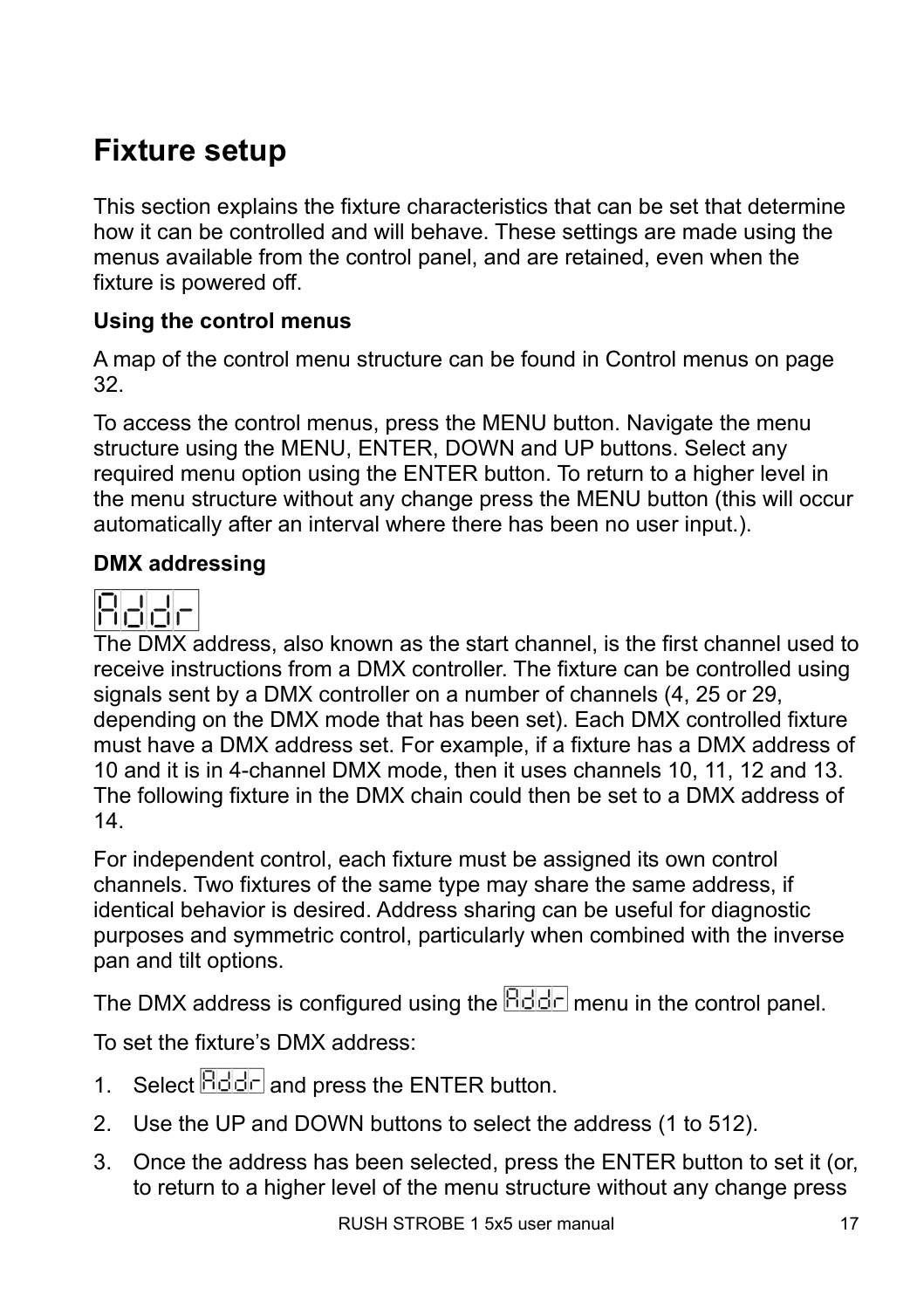# Fixture setup

This section explains the fixture characteristics that can be set that determine how it can be controlled and will behave. These settings are made using the menus available from the control panel, and are retained, even when the fixture is powered off.

### Using the control menus

A map of the control menu structure can be found in Control menus on page 32.

To access the control menus, press the MENU button. Navigate the menu structure using the MENU, ENTER, DOWN and UP buttons. Select any required menu option using the ENTER button. To return to a higher level in the menu structure without any change press the MENU button (this will occur automatically after an interval where there has been no user input.).

### DMX addressing

Addr

The DMX address, also known as the start channel, is the first channel used to receive instructions from a DMX controller. The fixture can be controlled using signals sent by a DMX controller on a number of channels (4, 25 or 29, depending on the DMX mode that has been set). Each DMX controlled fixture must have a DMX address set. For example, if a fixture has a DMX address of 10 and it is in 4-channel DMX mode, then it uses channels 10, 11, 12 and 13. The following fixture in the DMX chain could then be set to a DMX address of 14.

For independent control, each fixture must be assigned its own control channels. Two fixtures of the same type may share the same address, if identical behavior is desired. Address sharing can be useful for diagnostic purposes and symmetric control, particularly when combined with the inverse pan and tilt options.

The DMX address is configured using the Addr menu in the control panel.

To set the fixture's DMX address:

1. Select Addr and press the ENTER button.
2. Use the UP and DOWN buttons to select the address (1 to 512).
3. Once the address has been selected, press the ENTER button to set it (or, to return to a higher level of the menu structure without any change press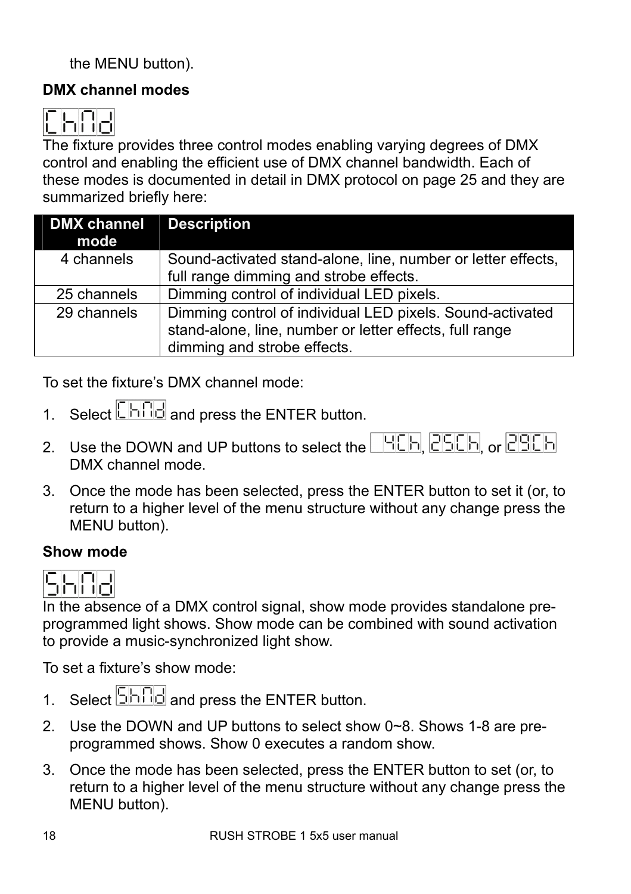the MENU button).

**DMX channel modes**

ChMd

The fixture provides three control modes enabling varying degrees of DMX control and enabling the efficient use of DMX channel bandwidth. Each of these modes is documented in detail in DMX protocol on page 25 and they are summarized briefly here:

| DMX channel mode | Description |
|---|---|
| 4 channels | Sound-activated stand-alone, line, number or letter effects, full range dimming and strobe effects. |
| 25 channels | Dimming control of individual LED pixels. |
| 29 channels | Dimming control of individual LED pixels. Sound-activated stand-alone, line, number or letter effects, full range dimming and strobe effects. |

To set the fixture's DMX channel mode:

1. Select ChMd and press the ENTER button.
2. Use the DOWN and UP buttons to select the 4Ch, 25Ch, or 29Ch DMX channel mode.
3. Once the mode has been selected, press the ENTER button to set it (or, to return to a higher level of the menu structure without any change press the MENU button).

**Show mode**

ShMd

In the absence of a DMX control signal, show mode provides standalone pre-programmed light shows. Show mode can be combined with sound activation to provide a music-synchronized light show.

To set a fixture's show mode:

1. Select ShMd and press the ENTER button.
2. Use the DOWN and UP buttons to select show 0~8. Shows 1-8 are pre-programmed shows. Show 0 executes a random show.
3. Once the mode has been selected, press the ENTER button to set (or, to return to a higher level of the menu structure without any change press the MENU button).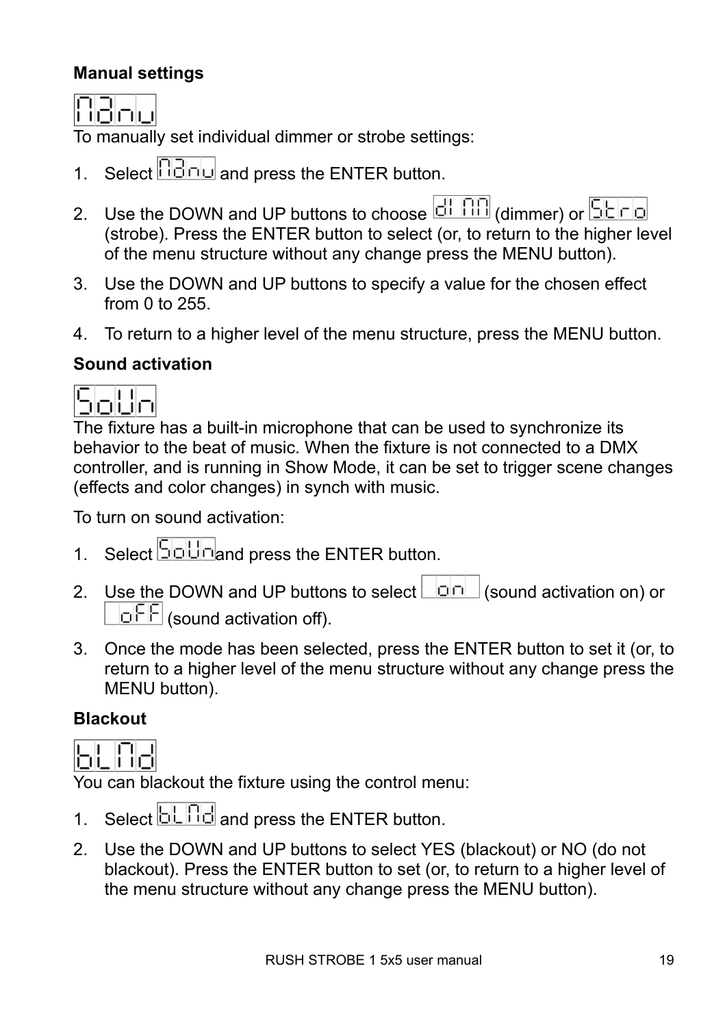**Manual settings**

MAnu

To manually set individual dimmer or strobe settings:

1. Select MAnu and press the ENTER button.
2. Use the DOWN and UP buttons to choose dI MM (dimmer) or Stro (strobe). Press the ENTER button to select (or, to return to the higher level of the menu structure without any change press the MENU button).
3. Use the DOWN and UP buttons to specify a value for the chosen effect from 0 to 255.
4. To return to a higher level of the menu structure, press the MENU button.

**Sound activation**

SoUn

The fixture has a built-in microphone that can be used to synchronize its behavior to the beat of music. When the fixture is not connected to a DMX controller, and is running in Show Mode, it can be set to trigger scene changes (effects and color changes) in synch with music.

To turn on sound activation:

1. Select SoUn and press the ENTER button.
2. Use the DOWN and UP buttons to select on (sound activation on) or oFF (sound activation off).
3. Once the mode has been selected, press the ENTER button to set it (or, to return to a higher level of the menu structure without any change press the MENU button).

**Blackout**

bLMd

You can blackout the fixture using the control menu:

1. Select bLMd and press the ENTER button.
2. Use the DOWN and UP buttons to select YES (blackout) or NO (do not blackout). Press the ENTER button to set (or, to return to a higher level of the menu structure without any change press the MENU button).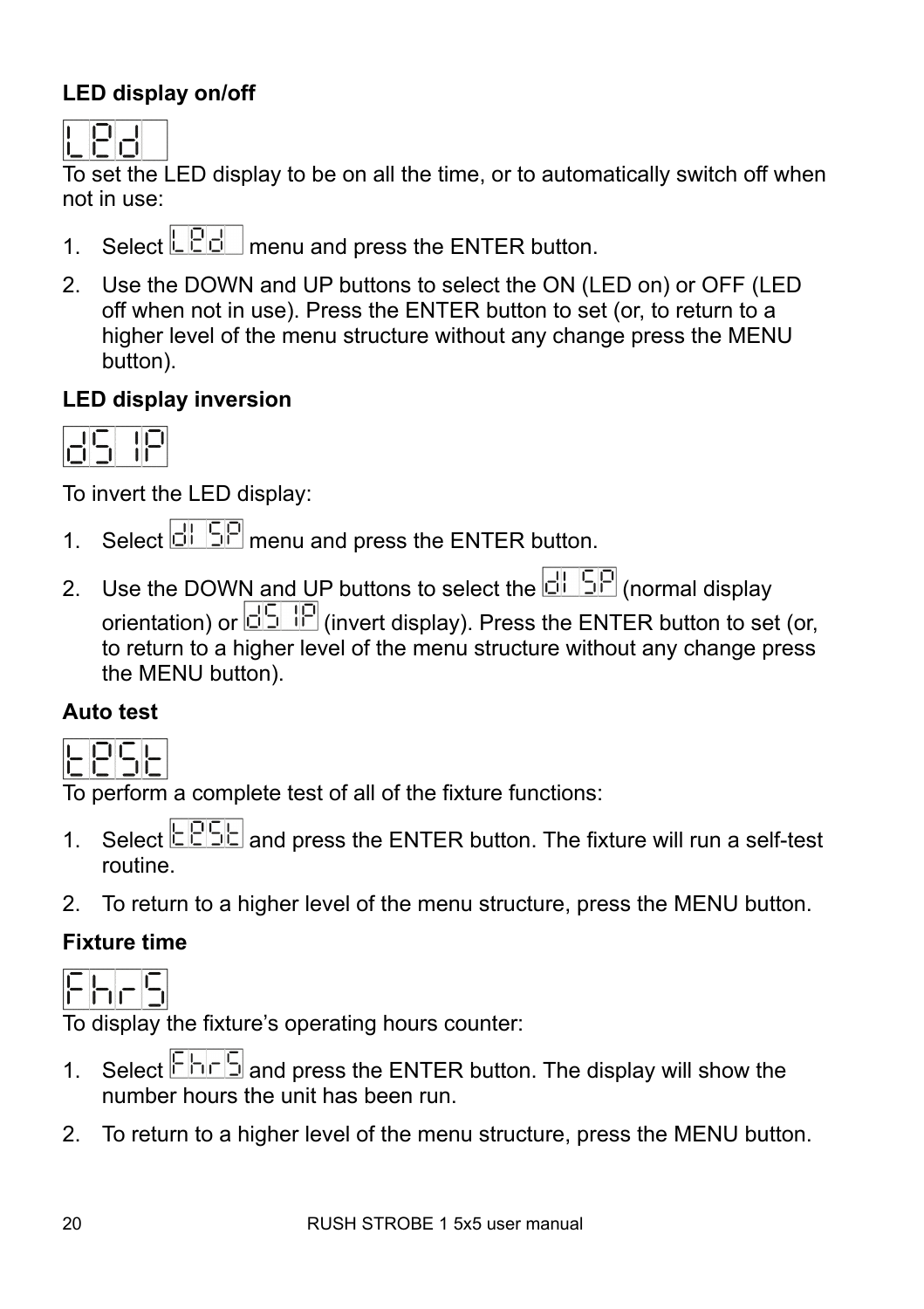### LED display on/off

LEd

To set the LED display to be on all the time, or to automatically switch off when not in use:

1. Select LEd menu and press the ENTER button.
2. Use the DOWN and UP buttons to select the ON (LED on) or OFF (LED off when not in use). Press the ENTER button to set (or, to return to a higher level of the menu structure without any change press the MENU button).

### LED display inversion

dSIP

To invert the LED display:

1. Select dISP menu and press the ENTER button.
2. Use the DOWN and UP buttons to select the dISP (normal display orientation) or dSIP (invert display). Press the ENTER button to set (or, to return to a higher level of the menu structure without any change press the MENU button).

### Auto test

tESt

To perform a complete test of all of the fixture functions:

1. Select tESt and press the ENTER button. The fixture will run a self-test routine.
2. To return to a higher level of the menu structure, press the MENU button.

### Fixture time

FhrS

To display the fixture's operating hours counter:

1. Select FhrS and press the ENTER button. The display will show the number hours the unit has been run.
2. To return to a higher level of the menu structure, press the MENU button.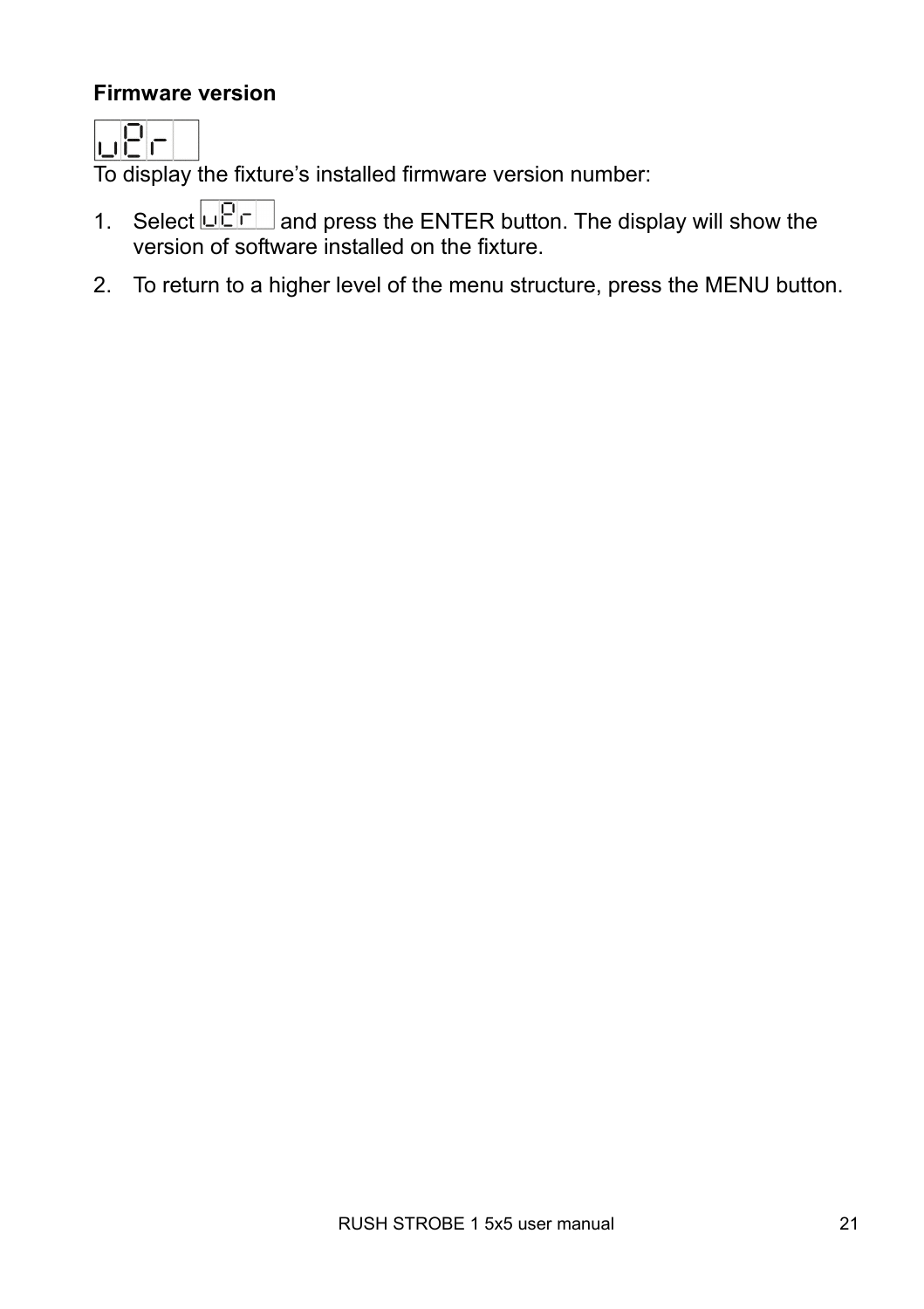### Firmware version

uEr

To display the fixture's installed firmware version number:

1. Select uEr and press the ENTER button. The display will show the version of software installed on the fixture.
2. To return to a higher level of the menu structure, press the MENU button.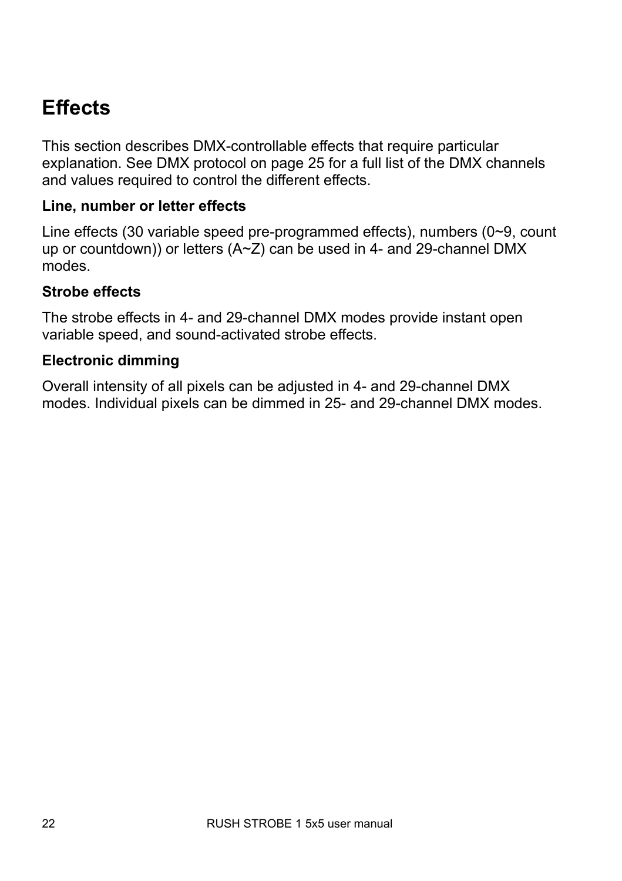# Effects

This section describes DMX-controllable effects that require particular explanation. See DMX protocol on page 25 for a full list of the DMX channels and values required to control the different effects.

### Line, number or letter effects

Line effects (30 variable speed pre-programmed effects), numbers (0~9, count up or countdown)) or letters (A~Z) can be used in 4- and 29-channel DMX modes.

### Strobe effects

The strobe effects in 4- and 29-channel DMX modes provide instant open variable speed, and sound-activated strobe effects.

### Electronic dimming

Overall intensity of all pixels can be adjusted in 4- and 29-channel DMX modes. Individual pixels can be dimmed in 25- and 29-channel DMX modes.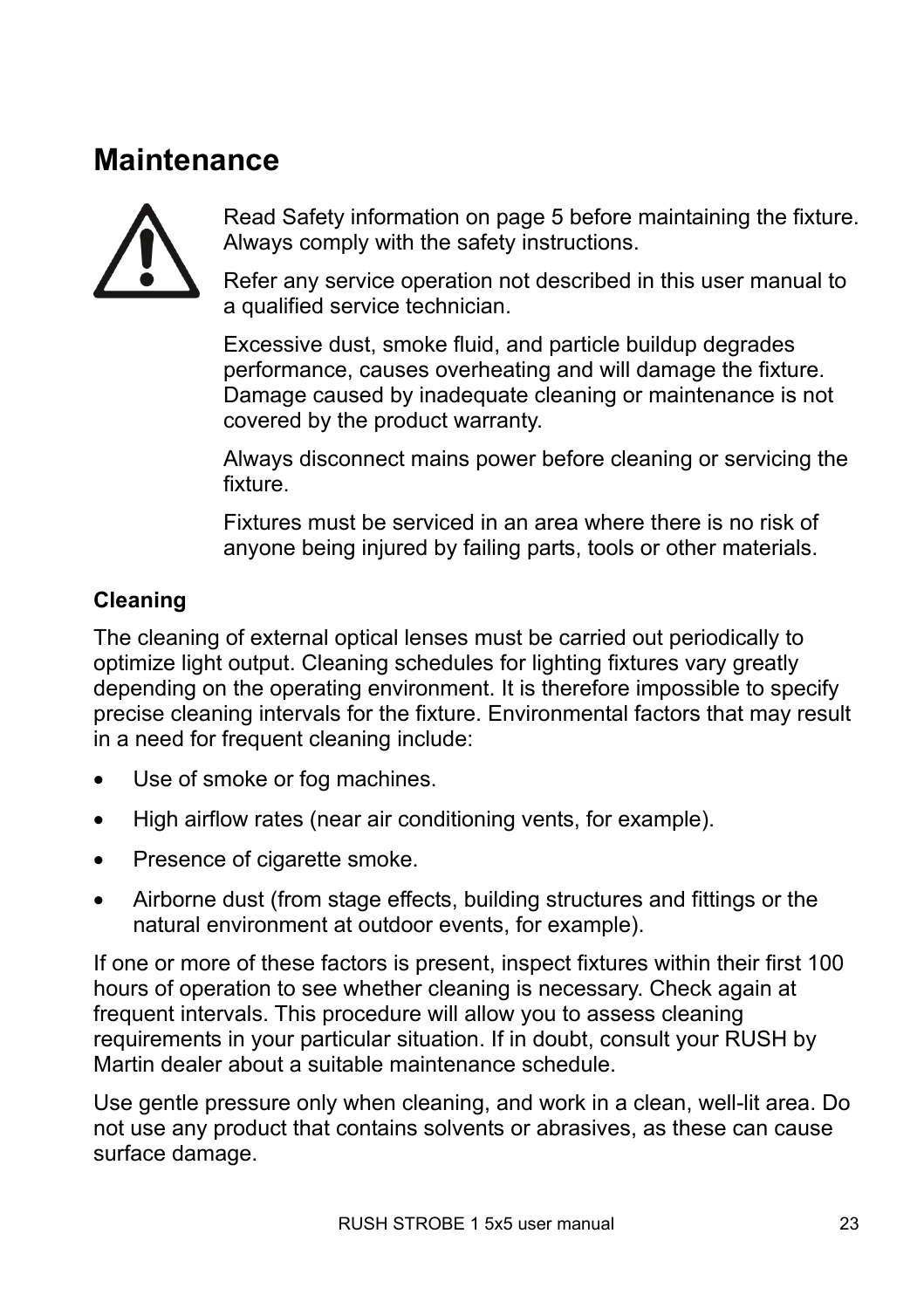# Maintenance

Read Safety information on page 5 before maintaining the fixture. Always comply with the safety instructions.

Refer any service operation not described in this user manual to a qualified service technician.

Excessive dust, smoke fluid, and particle buildup degrades performance, causes overheating and will damage the fixture. Damage caused by inadequate cleaning or maintenance is not covered by the product warranty.

Always disconnect mains power before cleaning or servicing the fixture.

Fixtures must be serviced in an area where there is no risk of anyone being injured by failing parts, tools or other materials.

## Cleaning

The cleaning of external optical lenses must be carried out periodically to optimize light output. Cleaning schedules for lighting fixtures vary greatly depending on the operating environment. It is therefore impossible to specify precise cleaning intervals for the fixture. Environmental factors that may result in a need for frequent cleaning include:

- Use of smoke or fog machines.
- High airflow rates (near air conditioning vents, for example).
- Presence of cigarette smoke.
- Airborne dust (from stage effects, building structures and fittings or the natural environment at outdoor events, for example).

If one or more of these factors is present, inspect fixtures within their first 100 hours of operation to see whether cleaning is necessary. Check again at frequent intervals. This procedure will allow you to assess cleaning requirements in your particular situation. If in doubt, consult your RUSH by Martin dealer about a suitable maintenance schedule.

Use gentle pressure only when cleaning, and work in a clean, well-lit area. Do not use any product that contains solvents or abrasives, as these can cause surface damage.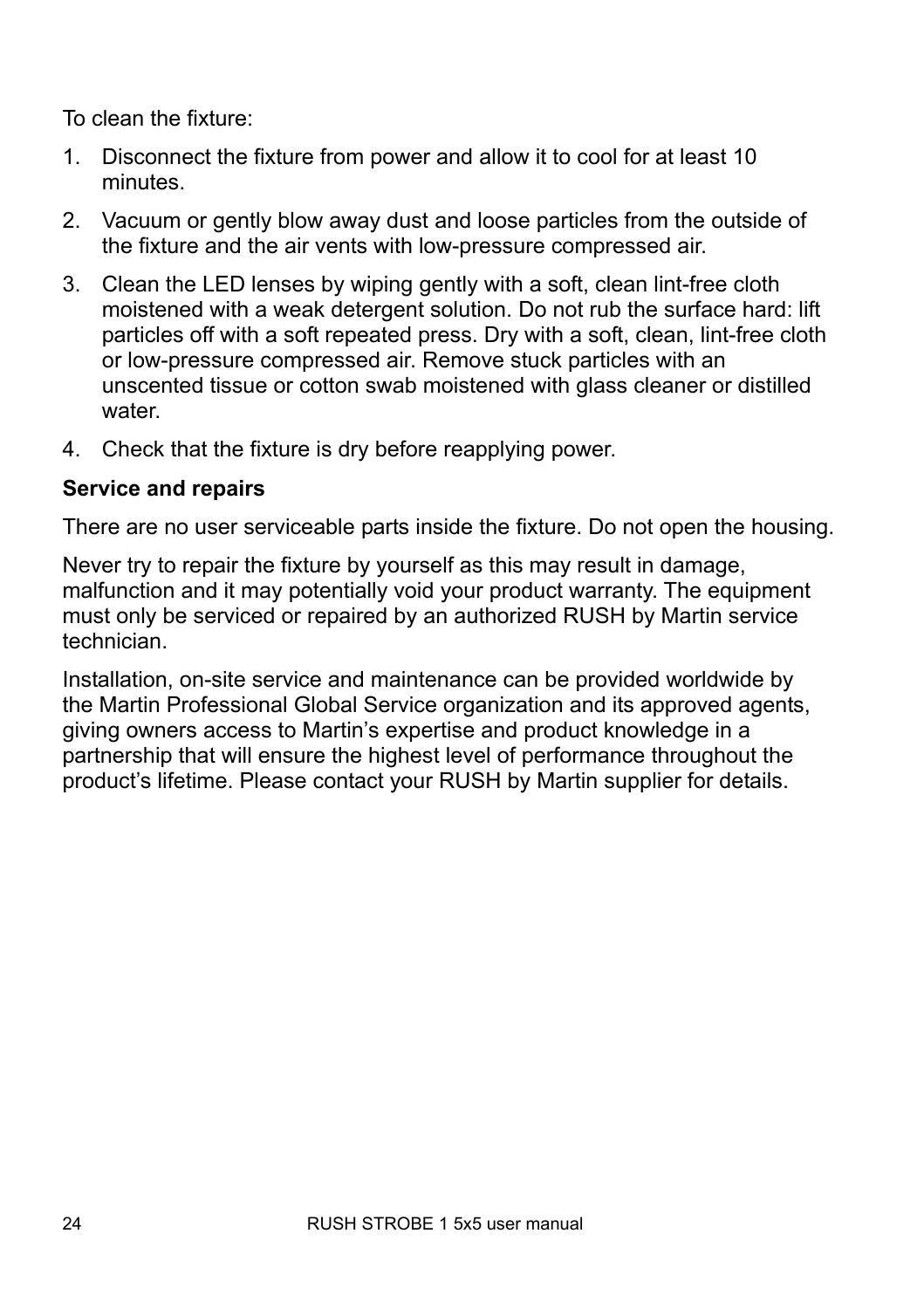To clean the fixture:

1. Disconnect the fixture from power and allow it to cool for at least 10 minutes.
2. Vacuum or gently blow away dust and loose particles from the outside of the fixture and the air vents with low-pressure compressed air.
3. Clean the LED lenses by wiping gently with a soft, clean lint-free cloth moistened with a weak detergent solution. Do not rub the surface hard: lift particles off with a soft repeated press. Dry with a soft, clean, lint-free cloth or low-pressure compressed air. Remove stuck particles with an unscented tissue or cotton swab moistened with glass cleaner or distilled water.
4. Check that the fixture is dry before reapplying power.

**Service and repairs**

There are no user serviceable parts inside the fixture. Do not open the housing.

Never try to repair the fixture by yourself as this may result in damage, malfunction and it may potentially void your product warranty. The equipment must only be serviced or repaired by an authorized RUSH by Martin service technician.

Installation, on-site service and maintenance can be provided worldwide by the Martin Professional Global Service organization and its approved agents, giving owners access to Martin's expertise and product knowledge in a partnership that will ensure the highest level of performance throughout the product's lifetime. Please contact your RUSH by Martin supplier for details.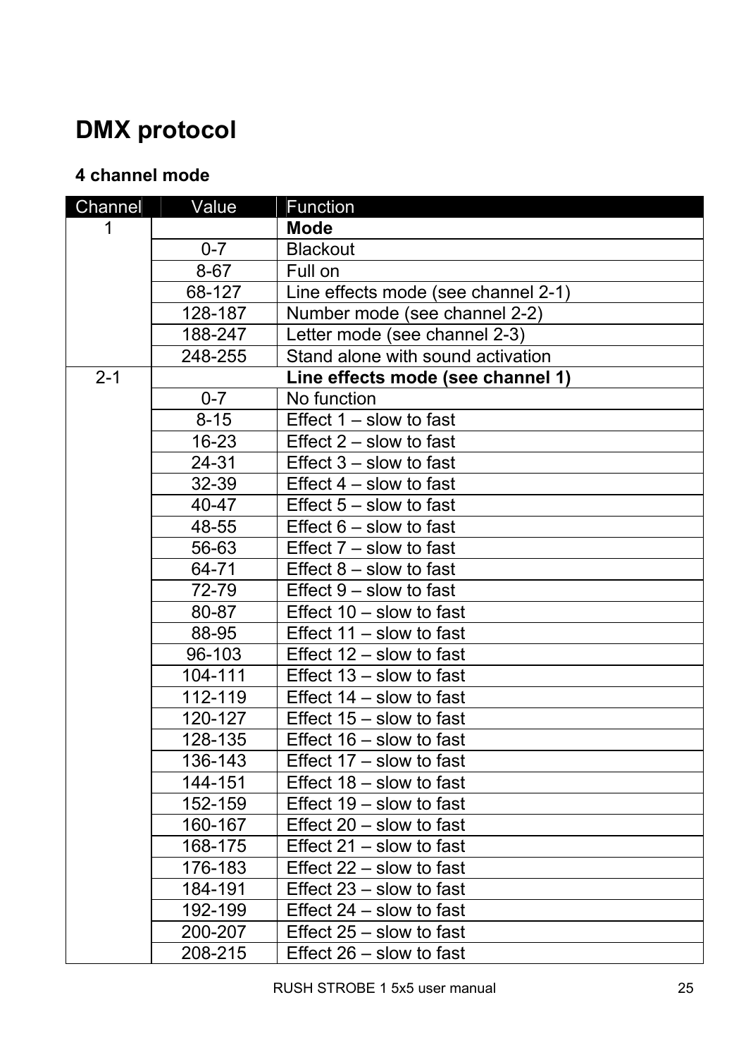# DMX protocol

### 4 channel mode

| Channel | Value | Function |
|---|---|---|
| 1 | | **Mode** |
| | 0-7 | Blackout |
| | 8-67 | Full on |
| | 68-127 | Line effects mode (see channel 2-1) |
| | 128-187 | Number mode (see channel 2-2) |
| | 188-247 | Letter mode (see channel 2-3) |
| | 248-255 | Stand alone with sound activation |
| 2-1 | | **Line effects mode (see channel 1)** |
| | 0-7 | No function |
| | 8-15 | Effect 1 – slow to fast |
| | 16-23 | Effect 2 – slow to fast |
| | 24-31 | Effect 3 – slow to fast |
| | 32-39 | Effect 4 – slow to fast |
| | 40-47 | Effect 5 – slow to fast |
| | 48-55 | Effect 6 – slow to fast |
| | 56-63 | Effect 7 – slow to fast |
| | 64-71 | Effect 8 – slow to fast |
| | 72-79 | Effect 9 – slow to fast |
| | 80-87 | Effect 10 – slow to fast |
| | 88-95 | Effect 11 – slow to fast |
| | 96-103 | Effect 12 – slow to fast |
| | 104-111 | Effect 13 – slow to fast |
| | 112-119 | Effect 14 – slow to fast |
| | 120-127 | Effect 15 – slow to fast |
| | 128-135 | Effect 16 – slow to fast |
| | 136-143 | Effect 17 – slow to fast |
| | 144-151 | Effect 18 – slow to fast |
| | 152-159 | Effect 19 – slow to fast |
| | 160-167 | Effect 20 – slow to fast |
| | 168-175 | Effect 21 – slow to fast |
| | 176-183 | Effect 22 – slow to fast |
| | 184-191 | Effect 23 – slow to fast |
| | 192-199 | Effect 24 – slow to fast |
| | 200-207 | Effect 25 – slow to fast |
| | 208-215 | Effect 26 – slow to fast |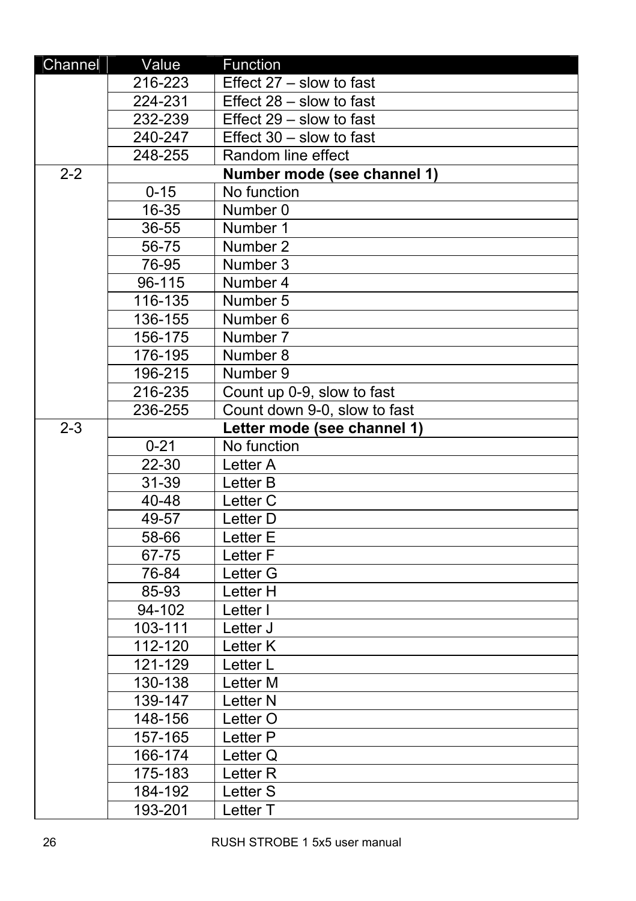| Channel | Value | Function |
|---|---|---|
| | 216-223 | Effect 27 – slow to fast |
| | 224-231 | Effect 28 – slow to fast |
| | 232-239 | Effect 29 – slow to fast |
| | 240-247 | Effect 30 – slow to fast |
| | 248-255 | Random line effect |
| 2-2 | | **Number mode (see channel 1)** |
| | 0-15 | No function |
| | 16-35 | Number 0 |
| | 36-55 | Number 1 |
| | 56-75 | Number 2 |
| | 76-95 | Number 3 |
| | 96-115 | Number 4 |
| | 116-135 | Number 5 |
| | 136-155 | Number 6 |
| | 156-175 | Number 7 |
| | 176-195 | Number 8 |
| | 196-215 | Number 9 |
| | 216-235 | Count up 0-9, slow to fast |
| | 236-255 | Count down 9-0, slow to fast |
| 2-3 | | **Letter mode (see channel 1)** |
| | 0-21 | No function |
| | 22-30 | Letter A |
| | 31-39 | Letter B |
| | 40-48 | Letter C |
| | 49-57 | Letter D |
| | 58-66 | Letter E |
| | 67-75 | Letter F |
| | 76-84 | Letter G |
| | 85-93 | Letter H |
| | 94-102 | Letter I |
| | 103-111 | Letter J |
| | 112-120 | Letter K |
| | 121-129 | Letter L |
| | 130-138 | Letter M |
| | 139-147 | Letter N |
| | 148-156 | Letter O |
| | 157-165 | Letter P |
| | 166-174 | Letter Q |
| | 175-183 | Letter R |
| | 184-192 | Letter S |
| | 193-201 | Letter T |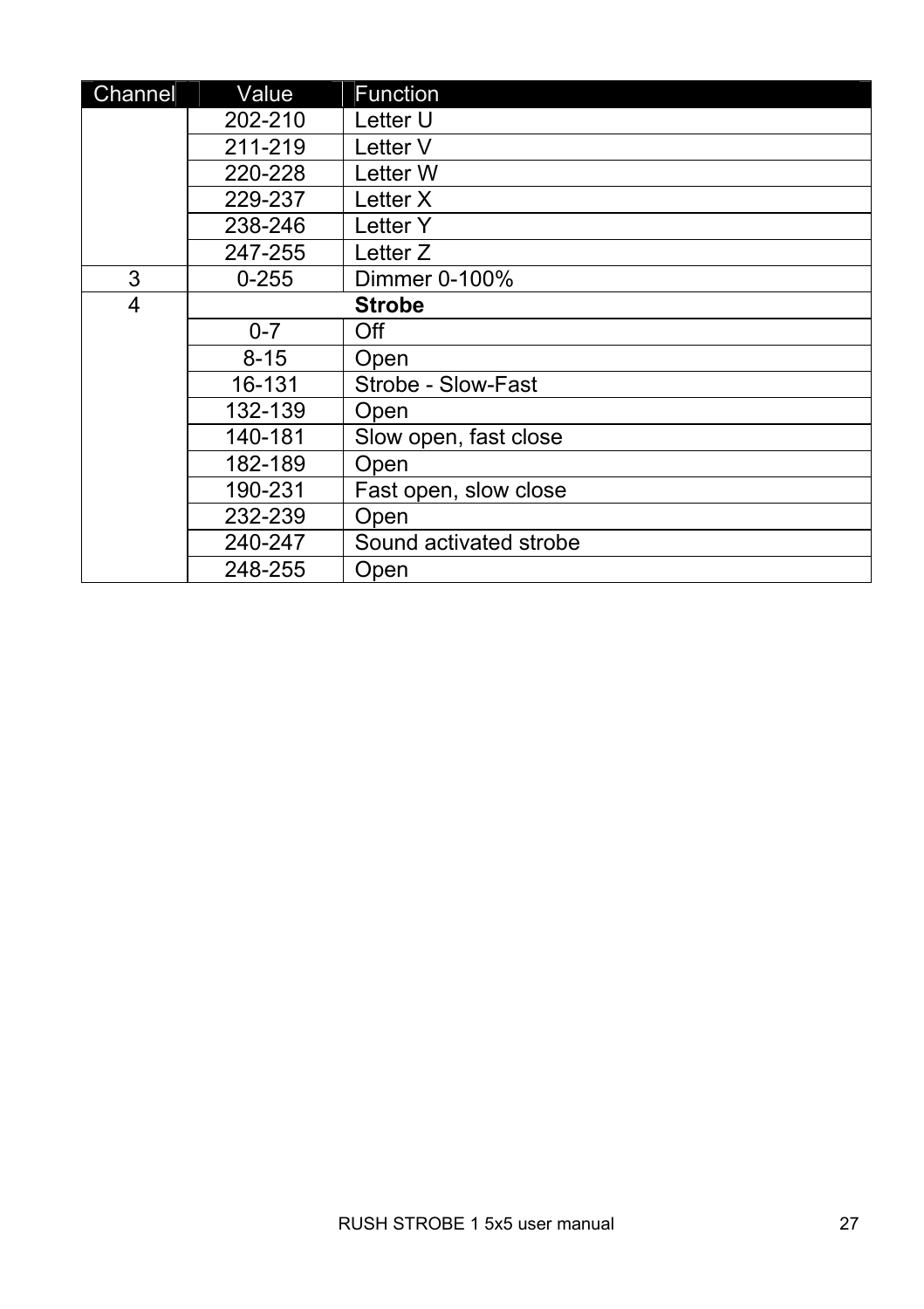| Channel | Value | Function |
| --- | --- | --- |
| | 202-210 | Letter U |
| | 211-219 | Letter V |
| | 220-228 | Letter W |
| | 229-237 | Letter X |
| | 238-246 | Letter Y |
| | 247-255 | Letter Z |
| 3 | 0-255 | Dimmer 0-100% |
| 4 | | **Strobe** |
| | 0-7 | Off |
| | 8-15 | Open |
| | 16-131 | Strobe - Slow-Fast |
| | 132-139 | Open |
| | 140-181 | Slow open, fast close |
| | 182-189 | Open |
| | 190-231 | Fast open, slow close |
| | 232-239 | Open |
| | 240-247 | Sound activated strobe |
| | 248-255 | Open |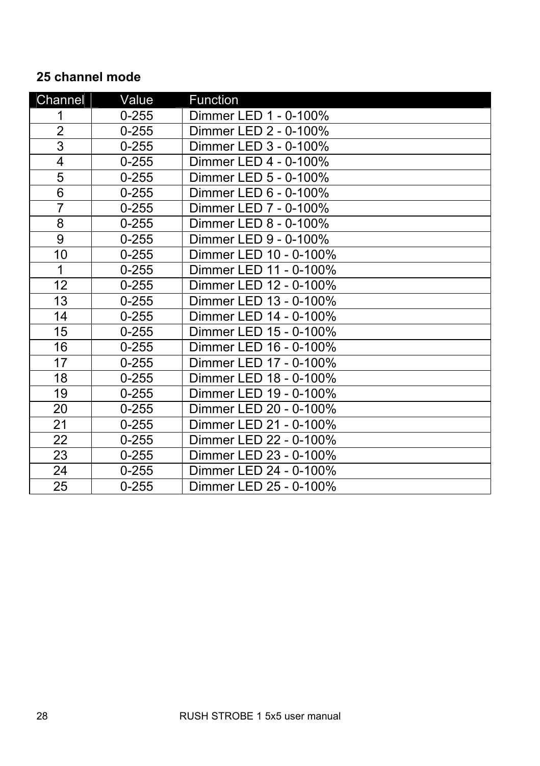**25 channel mode**

| Channel | Value | Function |
|---|---|---|
| 1 | 0-255 | Dimmer LED 1 - 0-100% |
| 2 | 0-255 | Dimmer LED 2 - 0-100% |
| 3 | 0-255 | Dimmer LED 3 - 0-100% |
| 4 | 0-255 | Dimmer LED 4 - 0-100% |
| 5 | 0-255 | Dimmer LED 5 - 0-100% |
| 6 | 0-255 | Dimmer LED 6 - 0-100% |
| 7 | 0-255 | Dimmer LED 7 - 0-100% |
| 8 | 0-255 | Dimmer LED 8 - 0-100% |
| 9 | 0-255 | Dimmer LED 9 - 0-100% |
| 10 | 0-255 | Dimmer LED 10 - 0-100% |
| 1 | 0-255 | Dimmer LED 11 - 0-100% |
| 12 | 0-255 | Dimmer LED 12 - 0-100% |
| 13 | 0-255 | Dimmer LED 13 - 0-100% |
| 14 | 0-255 | Dimmer LED 14 - 0-100% |
| 15 | 0-255 | Dimmer LED 15 - 0-100% |
| 16 | 0-255 | Dimmer LED 16 - 0-100% |
| 17 | 0-255 | Dimmer LED 17 - 0-100% |
| 18 | 0-255 | Dimmer LED 18 - 0-100% |
| 19 | 0-255 | Dimmer LED 19 - 0-100% |
| 20 | 0-255 | Dimmer LED 20 - 0-100% |
| 21 | 0-255 | Dimmer LED 21 - 0-100% |
| 22 | 0-255 | Dimmer LED 22 - 0-100% |
| 23 | 0-255 | Dimmer LED 23 - 0-100% |
| 24 | 0-255 | Dimmer LED 24 - 0-100% |
| 25 | 0-255 | Dimmer LED 25 - 0-100% |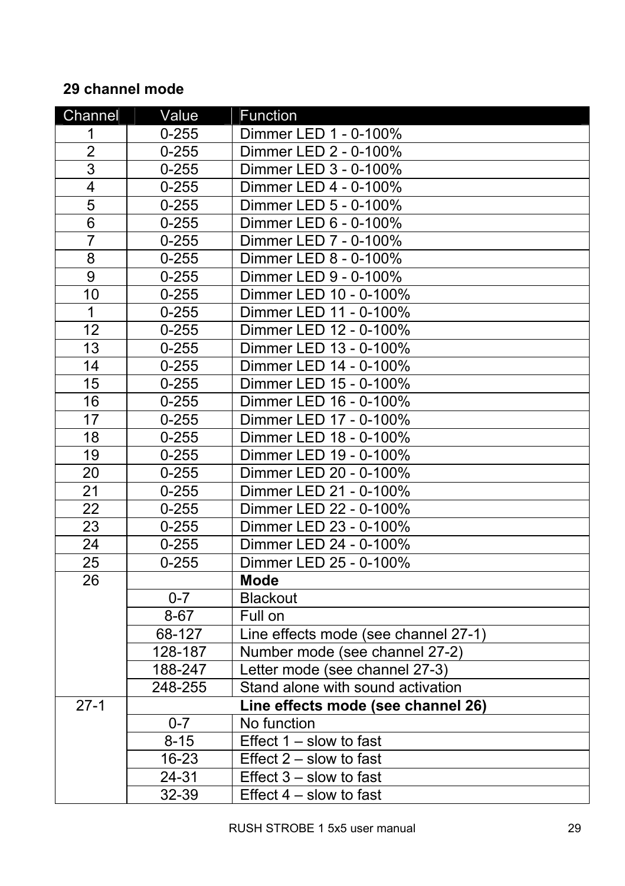**29 channel mode**

| Channel | Value | Function |
|---|---|---|
| 1 | 0-255 | Dimmer LED 1 - 0-100% |
| 2 | 0-255 | Dimmer LED 2 - 0-100% |
| 3 | 0-255 | Dimmer LED 3 - 0-100% |
| 4 | 0-255 | Dimmer LED 4 - 0-100% |
| 5 | 0-255 | Dimmer LED 5 - 0-100% |
| 6 | 0-255 | Dimmer LED 6 - 0-100% |
| 7 | 0-255 | Dimmer LED 7 - 0-100% |
| 8 | 0-255 | Dimmer LED 8 - 0-100% |
| 9 | 0-255 | Dimmer LED 9 - 0-100% |
| 10 | 0-255 | Dimmer LED 10 - 0-100% |
| 1 | 0-255 | Dimmer LED 11 - 0-100% |
| 12 | 0-255 | Dimmer LED 12 - 0-100% |
| 13 | 0-255 | Dimmer LED 13 - 0-100% |
| 14 | 0-255 | Dimmer LED 14 - 0-100% |
| 15 | 0-255 | Dimmer LED 15 - 0-100% |
| 16 | 0-255 | Dimmer LED 16 - 0-100% |
| 17 | 0-255 | Dimmer LED 17 - 0-100% |
| 18 | 0-255 | Dimmer LED 18 - 0-100% |
| 19 | 0-255 | Dimmer LED 19 - 0-100% |
| 20 | 0-255 | Dimmer LED 20 - 0-100% |
| 21 | 0-255 | Dimmer LED 21 - 0-100% |
| 22 | 0-255 | Dimmer LED 22 - 0-100% |
| 23 | 0-255 | Dimmer LED 23 - 0-100% |
| 24 | 0-255 | Dimmer LED 24 - 0-100% |
| 25 | 0-255 | Dimmer LED 25 - 0-100% |
| 26 | | **Mode** |
| | 0-7 | Blackout |
| | 8-67 | Full on |
| | 68-127 | Line effects mode (see channel 27-1) |
| | 128-187 | Number mode (see channel 27-2) |
| | 188-247 | Letter mode (see channel 27-3) |
| | 248-255 | Stand alone with sound activation |
| 27-1 | | **Line effects mode (see channel 26)** |
| | 0-7 | No function |
| | 8-15 | Effect 1 – slow to fast |
| | 16-23 | Effect 2 – slow to fast |
| | 24-31 | Effect 3 – slow to fast |
| | 32-39 | Effect 4 – slow to fast |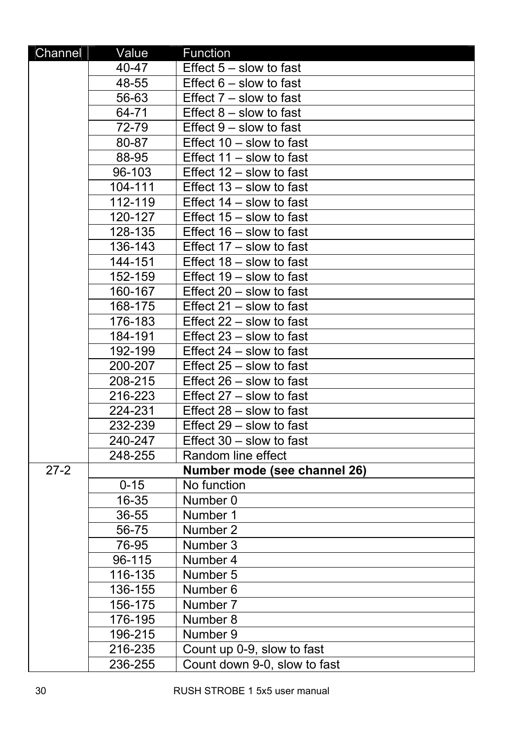| Channel | Value | Function |
|---|---|---|
| | 40-47 | Effect 5 – slow to fast |
| | 48-55 | Effect 6 – slow to fast |
| | 56-63 | Effect 7 – slow to fast |
| | 64-71 | Effect 8 – slow to fast |
| | 72-79 | Effect 9 – slow to fast |
| | 80-87 | Effect 10 – slow to fast |
| | 88-95 | Effect 11 – slow to fast |
| | 96-103 | Effect 12 – slow to fast |
| | 104-111 | Effect 13 – slow to fast |
| | 112-119 | Effect 14 – slow to fast |
| | 120-127 | Effect 15 – slow to fast |
| | 128-135 | Effect 16 – slow to fast |
| | 136-143 | Effect 17 – slow to fast |
| | 144-151 | Effect 18 – slow to fast |
| | 152-159 | Effect 19 – slow to fast |
| | 160-167 | Effect 20 – slow to fast |
| | 168-175 | Effect 21 – slow to fast |
| | 176-183 | Effect 22 – slow to fast |
| | 184-191 | Effect 23 – slow to fast |
| | 192-199 | Effect 24 – slow to fast |
| | 200-207 | Effect 25 – slow to fast |
| | 208-215 | Effect 26 – slow to fast |
| | 216-223 | Effect 27 – slow to fast |
| | 224-231 | Effect 28 – slow to fast |
| | 232-239 | Effect 29 – slow to fast |
| | 240-247 | Effect 30 – slow to fast |
| | 248-255 | Random line effect |
| 27-2 | | **Number mode (see channel 26)** |
| | 0-15 | No function |
| | 16-35 | Number 0 |
| | 36-55 | Number 1 |
| | 56-75 | Number 2 |
| | 76-95 | Number 3 |
| | 96-115 | Number 4 |
| | 116-135 | Number 5 |
| | 136-155 | Number 6 |
| | 156-175 | Number 7 |
| | 176-195 | Number 8 |
| | 196-215 | Number 9 |
| | 216-235 | Count up 0-9, slow to fast |
| | 236-255 | Count down 9-0, slow to fast |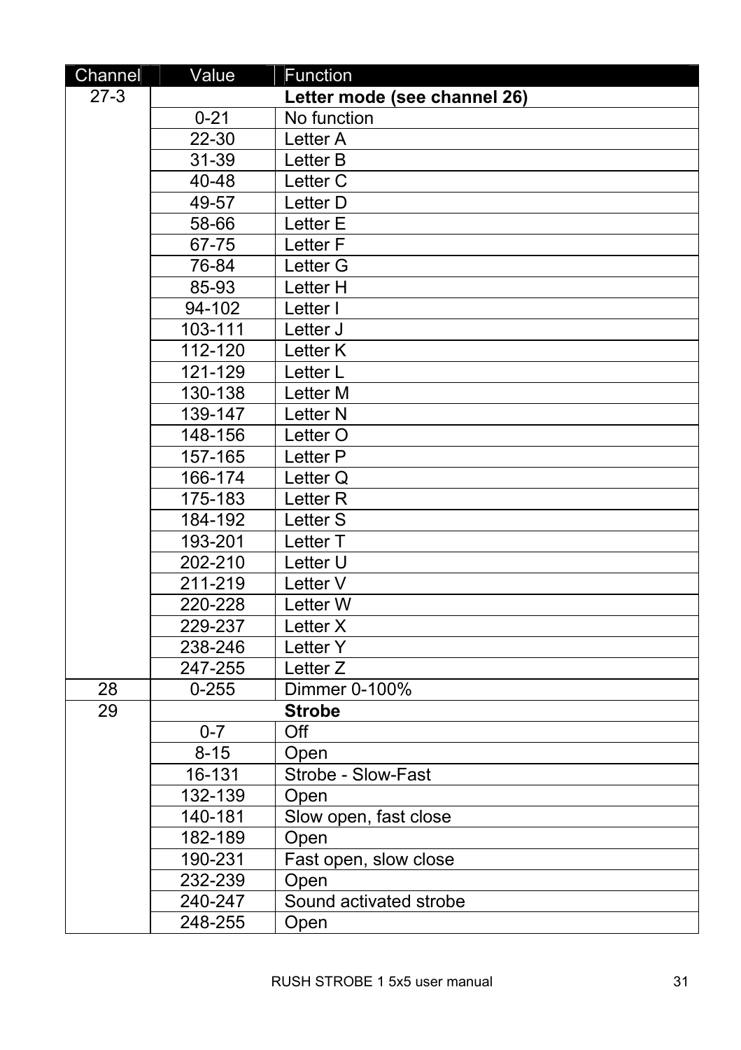| Channel | Value | Function |
|---|---|---|
| 27-3 | | **Letter mode (see channel 26)** |
| | 0-21 | No function |
| | 22-30 | Letter A |
| | 31-39 | Letter B |
| | 40-48 | Letter C |
| | 49-57 | Letter D |
| | 58-66 | Letter E |
| | 67-75 | Letter F |
| | 76-84 | Letter G |
| | 85-93 | Letter H |
| | 94-102 | Letter I |
| | 103-111 | Letter J |
| | 112-120 | Letter K |
| | 121-129 | Letter L |
| | 130-138 | Letter M |
| | 139-147 | Letter N |
| | 148-156 | Letter O |
| | 157-165 | Letter P |
| | 166-174 | Letter Q |
| | 175-183 | Letter R |
| | 184-192 | Letter S |
| | 193-201 | Letter T |
| | 202-210 | Letter U |
| | 211-219 | Letter V |
| | 220-228 | Letter W |
| | 229-237 | Letter X |
| | 238-246 | Letter Y |
| | 247-255 | Letter Z |
| 28 | 0-255 | Dimmer 0-100% |
| 29 | | **Strobe** |
| | 0-7 | Off |
| | 8-15 | Open |
| | 16-131 | Strobe - Slow-Fast |
| | 132-139 | Open |
| | 140-181 | Slow open, fast close |
| | 182-189 | Open |
| | 190-231 | Fast open, slow close |
| | 232-239 | Open |
| | 240-247 | Sound activated strobe |
| | 248-255 | Open |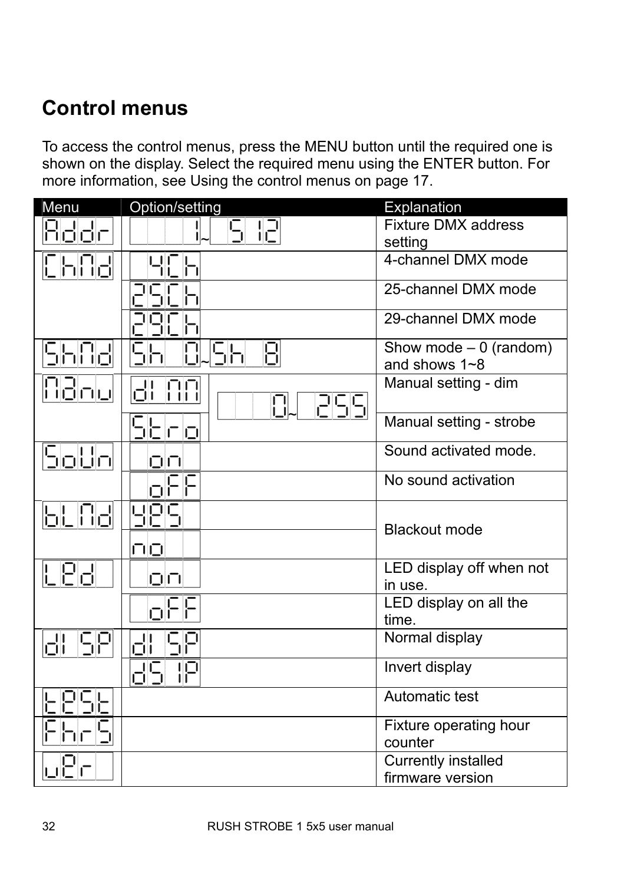# Control menus

To access the control menus, press the MENU button until the required one is shown on the display. Select the required menu using the ENTER button. For more information, see Using the control menus on page 17.

| Menu | Option/setting | | Explanation |
|---|---|---|---|
| Addr | 1~512 | | Fixture DMX address setting |
| ChMd | 4Ch | | 4-channel DMX mode |
| | 25Ch | | 25-channel DMX mode |
| | 29Ch | | 29-channel DMX mode |
| ShMd | Sh 0~Sh 8 | | Show mode – 0 (random) and shows 1~8 |
| Manu | dIMM | 0~255 | Manual setting - dim |
| | Stro | | Manual setting - strobe |
| SoUn | on | | Sound activated mode. |
| | oFF | | No sound activation |
| bLMd | YES | | Blackout mode |
| | no | | |
| LEd | on | | LED display off when not in use. |
| | oFF | | LED display on all the time. |
| dISP | dISP | | Normal display |
| | dSIP | | Invert display |
| tESt | | | Automatic test |
| FhrS | | | Fixture operating hour counter |
| uEr | | | Currently installed firmware version |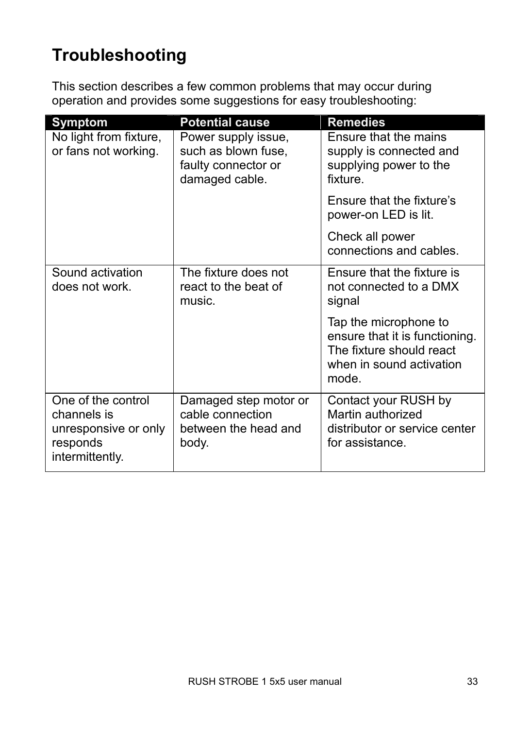# Troubleshooting

This section describes a few common problems that may occur during operation and provides some suggestions for easy troubleshooting:

| Symptom | Potential cause | Remedies |
|---|---|---|
| No light from fixture, or fans not working. | Power supply issue, such as blown fuse, faulty connector or damaged cable. | Ensure that the mains supply is connected and supplying power to the fixture.<br><br>Ensure that the fixture's power-on LED is lit.<br><br>Check all power connections and cables. |
| Sound activation does not work. | The fixture does not react to the beat of music. | Ensure that the fixture is not connected to a DMX signal<br><br>Tap the microphone to ensure that it is functioning. The fixture should react when in sound activation mode. |
| One of the control channels is unresponsive or only responds intermittently. | Damaged step motor or cable connection between the head and body. | Contact your RUSH by Martin authorized distributor or service center for assistance. |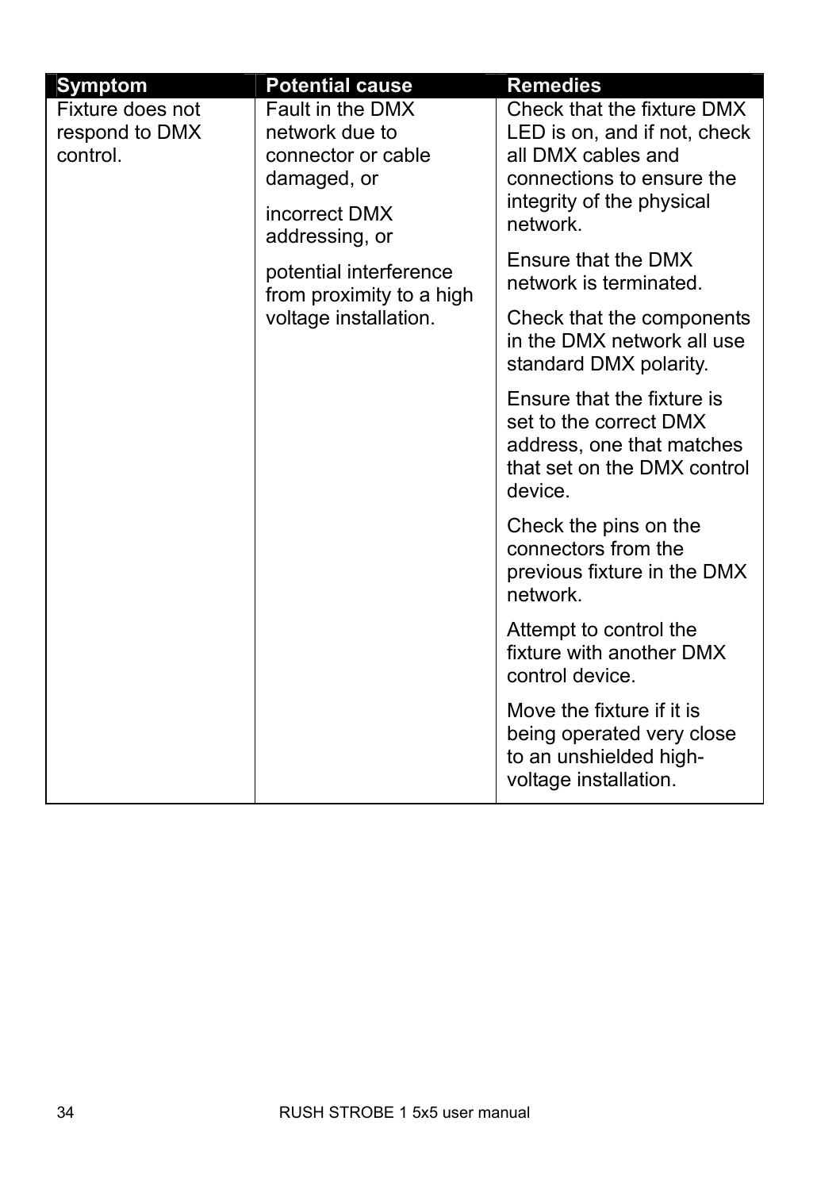| Symptom | Potential cause | Remedies |
| --- | --- | --- |
| Fixture does not respond to DMX control. | Fault in the DMX network due to connector or cable damaged, or<br><br>incorrect DMX addressing, or<br><br>potential interference from proximity to a high voltage installation. | Check that the fixture DMX LED is on, and if not, check all DMX cables and connections to ensure the integrity of the physical network.<br><br>Ensure that the DMX network is terminated.<br><br>Check that the components in the DMX network all use standard DMX polarity.<br><br>Ensure that the fixture is set to the correct DMX address, one that matches that set on the DMX control device.<br><br>Check the pins on the connectors from the previous fixture in the DMX network.<br><br>Attempt to control the fixture with another DMX control device.<br><br>Move the fixture if it is being operated very close to an unshielded high-voltage installation. |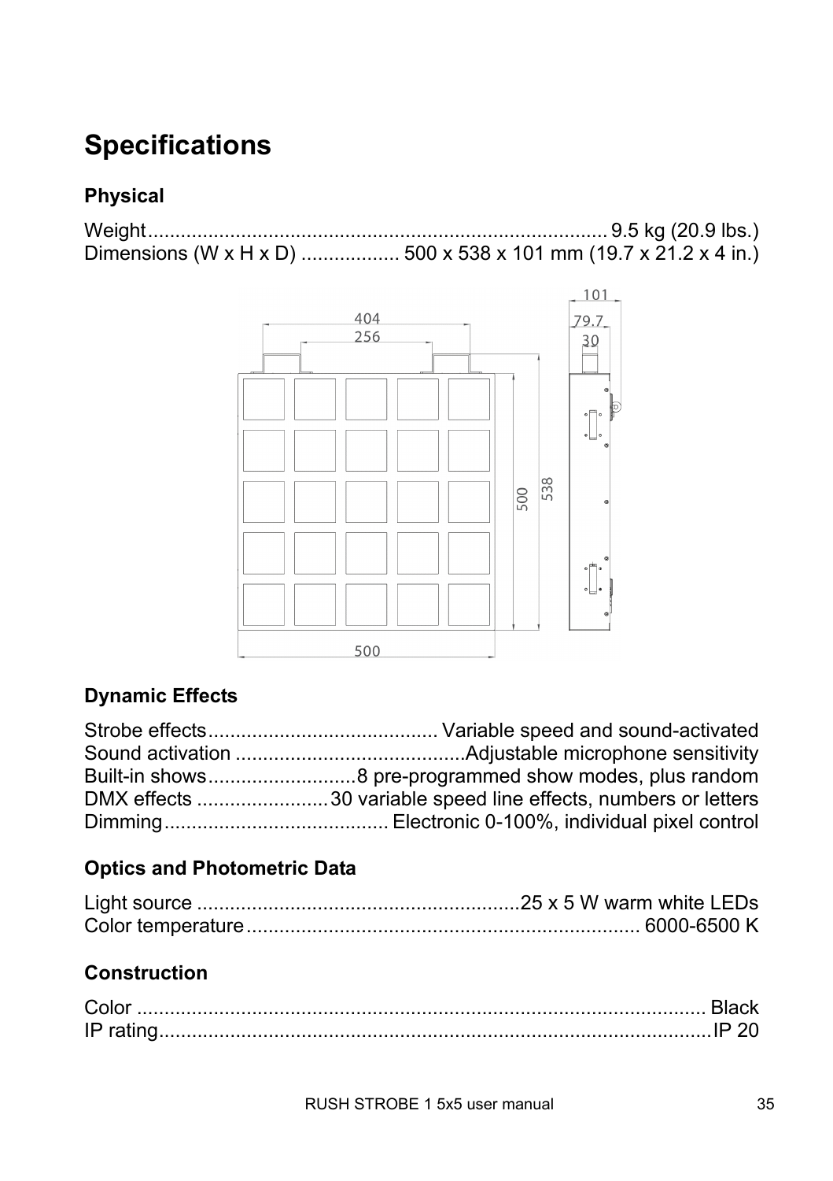# Specifications

### Physical

Weight............................................................................. 9.5 kg (20.9 lbs.)
Dimensions (W x H x D) .................. 500 x 538 x 101 mm (19.7 x 21.2 x 4 in.)

### Dynamic Effects

Strobe effects.......................................... Variable speed and sound-activated
Sound activation ..........................................Adjustable microphone sensitivity
Built-in shows...........................8 pre-programmed show modes, plus random
DMX effects ........................30 variable speed line effects, numbers or letters
Dimming......................................... Electronic 0-100%, individual pixel control

### Optics and Photometric Data

Light source ..........................................................25 x 5 W warm white LEDs
Color temperature...................................................................... 6000-6500 K

### Construction

Color ........................................................................................... Black
IP rating......................................................................................IP 20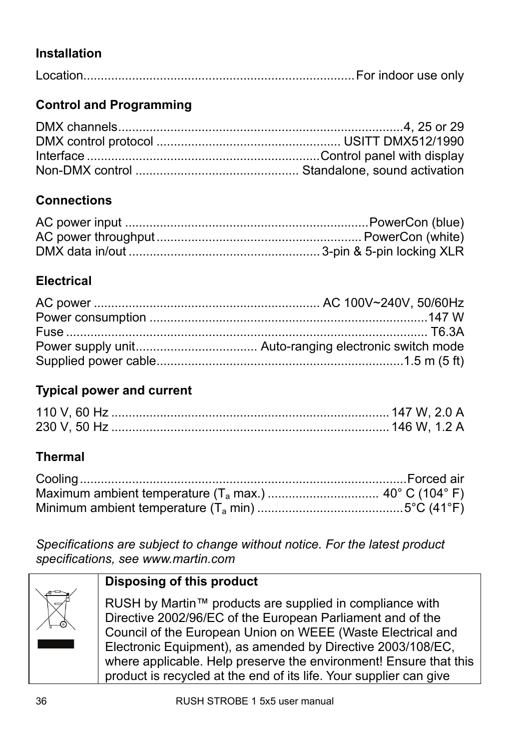**Installation**

Location............................................................................For indoor use only

**Control and Programming**

DMX channels...................................................................................4, 25 or 29
DMX control protocol ..................................................... USITT DMX512/1990
Interface ..................................................................Control panel with display
Non-DMX control ............................................... Standalone, sound activation

**Connections**

AC power input ......................................................................PowerCon (blue)
AC power throughput........................................................... PowerCon (white)
DMX data in/out ....................................................... 3-pin & 5-pin locking XLR

**Electrical**

AC power ................................................................. AC 100V~240V, 50/60Hz
Power consumption ................................................................................147 W
Fuse ......................................................................................................... T6.3A
Power supply unit.................................. Auto-ranging electronic switch mode
Supplied power cable.......................................................................1.5 m (5 ft)

**Typical power and current**

110 V, 60 Hz ............................................................................... 147 W, 2.0 A
230 V, 50 Hz ............................................................................... 146 W, 1.2 A

**Thermal**

Cooling...............................................................................................Forced air
Maximum ambient temperature ($T_a$ max.) ................................ 40° C (104° F)
Minimum ambient temperature ($T_a$ min) ..........................................5°C (41°F)

*Specifications are subject to change without notice. For the latest product specifications, see www.martin.com*

**Disposing of this product**

RUSH by Martin™ products are supplied in compliance with Directive 2002/96/EC of the European Parliament and of the Council of the European Union on WEEE (Waste Electrical and Electronic Equipment), as amended by Directive 2003/108/EC, where applicable. Help preserve the environment! Ensure that this product is recycled at the end of its life. Your supplier can give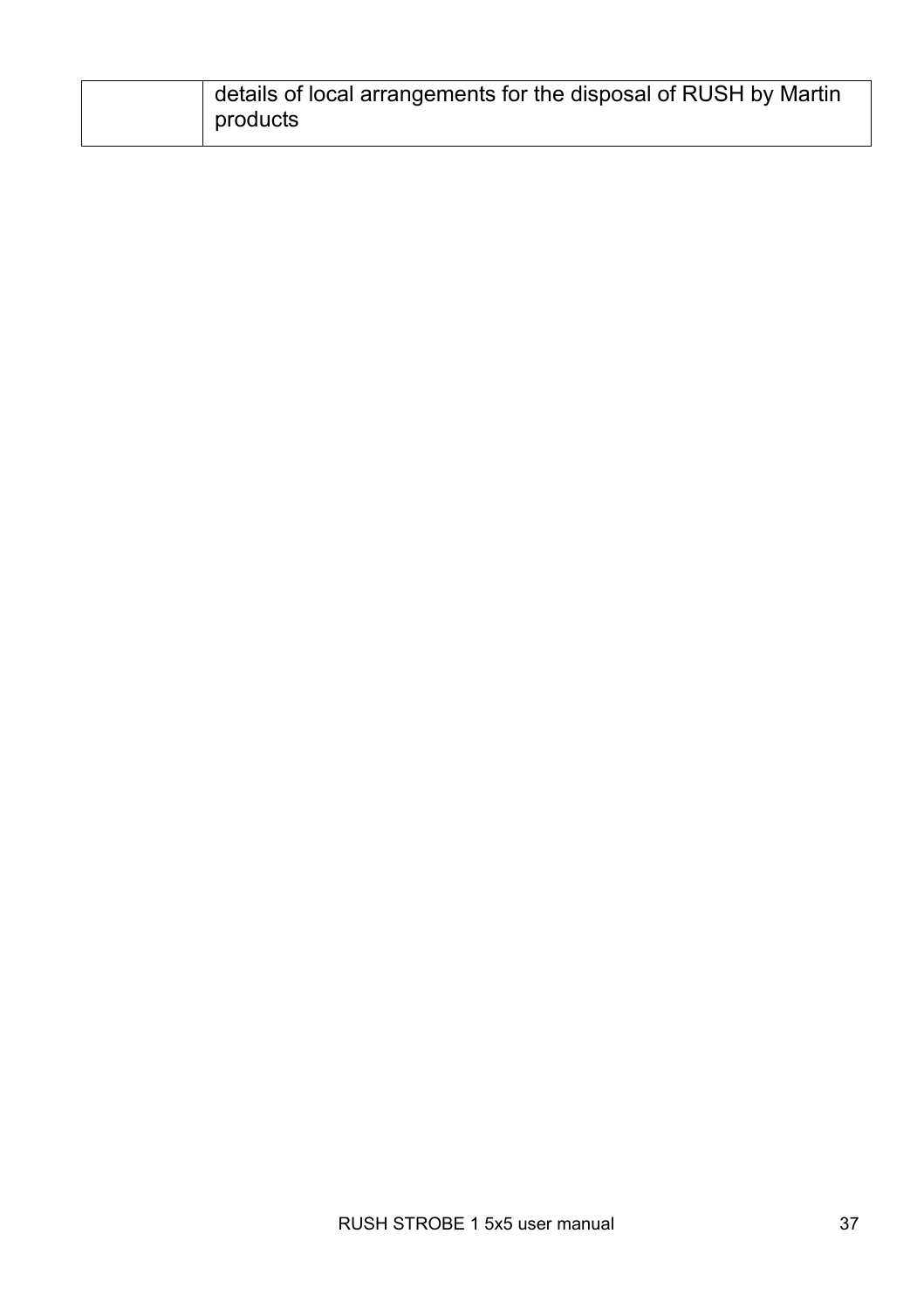| | |
|---|---|
| | details of local arrangements for the disposal of RUSH by Martin products |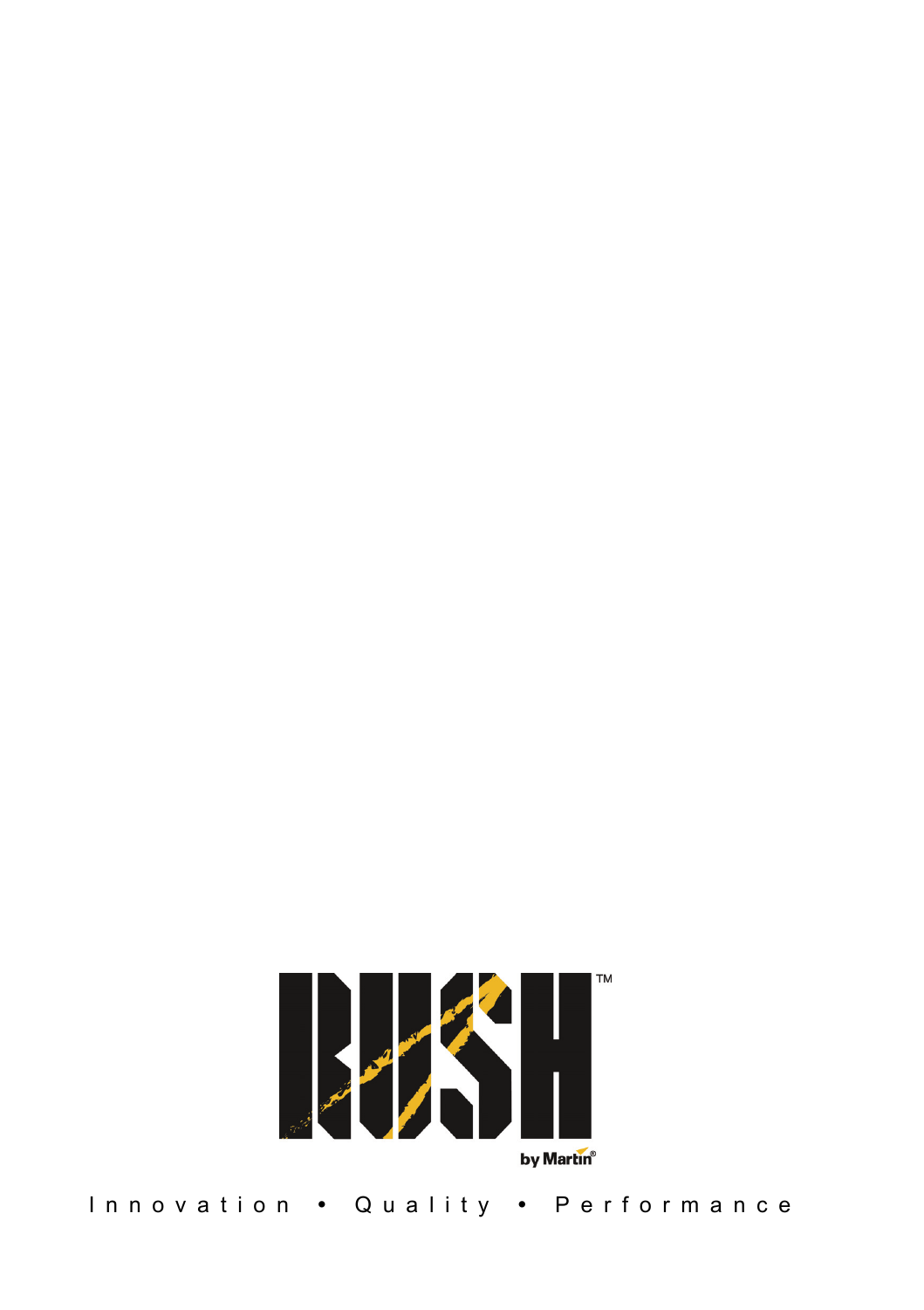RUSH™

by Martin®

Innovation • Quality • Performance